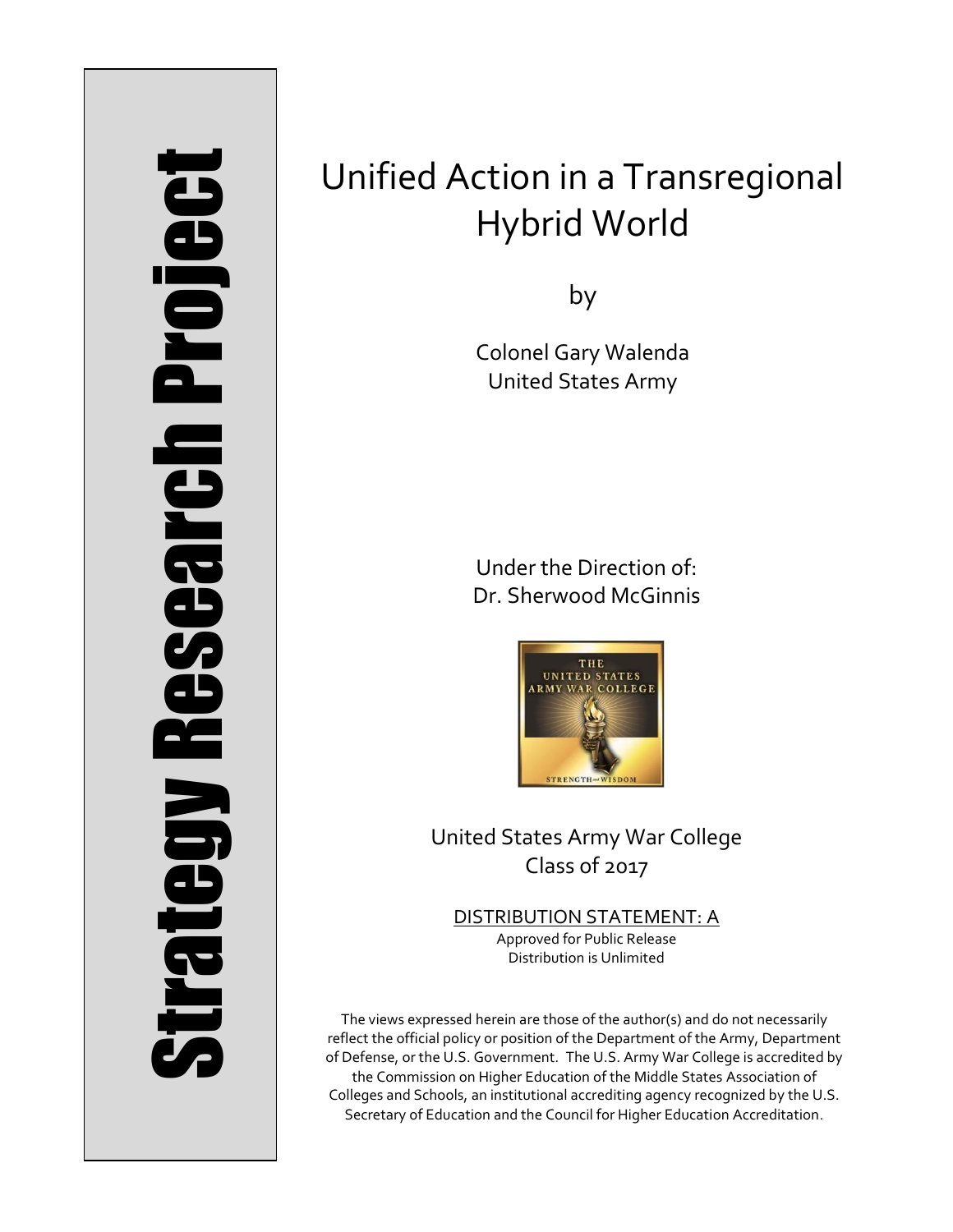Strategy Research Project

# Unified Action in a Transregional Hybrid World

by

Colonel Gary Walenda
United States Army

Under the Direction of:
Dr. Sherwood McGinnis

United States Army War College
Class of 2017

DISTRIBUTION STATEMENT: A
Approved for Public Release
Distribution is Unlimited

The views expressed herein are those of the author(s) and do not necessarily reflect the official policy or position of the Department of the Army, Department of Defense, or the U.S. Government. The U.S. Army War College is accredited by the Commission on Higher Education of the Middle States Association of Colleges and Schools, an institutional accrediting agency recognized by the U.S. Secretary of Education and the Council for Higher Education Accreditation.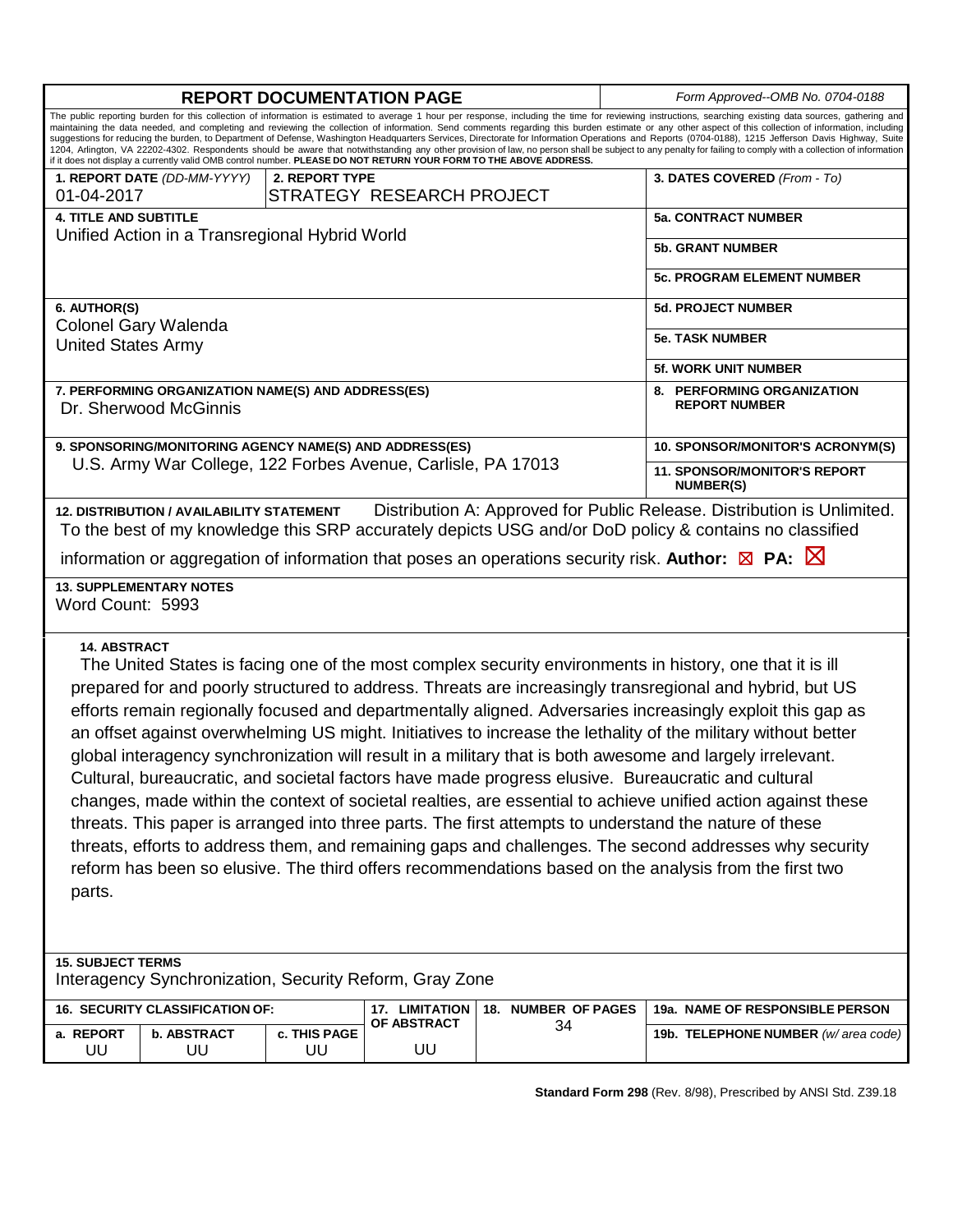# REPORT DOCUMENTATION PAGE

*Form Approved--OMB No. 0704-0188*

The public reporting burden for this collection of information is estimated to average 1 hour per response, including the time for reviewing instructions, searching existing data sources, gathering and maintaining the data needed, and completing and reviewing the collection of information. Send comments regarding this burden estimate or any other aspect of this collection of information, including suggestions for reducing the burden, to Department of Defense, Washington Headquarters Services, Directorate for Information Operations and Reports (0704-0188), 1215 Jefferson Davis Highway, Suite 1204, Arlington, VA 22202-4302. Respondents should be aware that notwithstanding any other provision of law, no person shall be subject to any penalty for failing to comply with a collection of information if it does not display a currently valid OMB control number. **PLEASE DO NOT RETURN YOUR FORM TO THE ABOVE ADDRESS.**

| **1. REPORT DATE** *(DD-MM-YYYY)* | **2. REPORT TYPE** | **3. DATES COVERED** *(From - To)* |
|---|---|---|
| 01-04-2017 | STRATEGY RESEARCH PROJECT | |

**4. TITLE AND SUBTITLE**
Unified Action in a Transregional Hybrid World

**5a. CONTRACT NUMBER**

**5b. GRANT NUMBER**

**5c. PROGRAM ELEMENT NUMBER**

**6. AUTHOR(S)**
Colonel Gary Walenda
United States Army

**5d. PROJECT NUMBER**

**5e. TASK NUMBER**

**5f. WORK UNIT NUMBER**

**7. PERFORMING ORGANIZATION NAME(S) AND ADDRESS(ES)**
Dr. Sherwood McGinnis

**8. PERFORMING ORGANIZATION REPORT NUMBER**

**9. SPONSORING/MONITORING AGENCY NAME(S) AND ADDRESS(ES)**
U.S. Army War College, 122 Forbes Avenue, Carlisle, PA 17013

**10. SPONSOR/MONITOR'S ACRONYM(S)**

**11. SPONSOR/MONITOR'S REPORT NUMBER(S)**

**12. DISTRIBUTION / AVAILABILITY STATEMENT** Distribution A: Approved for Public Release. Distribution is Unlimited.
To the best of my knowledge this SRP accurately depicts USG and/or DoD policy & contains no classified information or aggregation of information that poses an operations security risk. **Author:** ☒ **PA:** ☒

**13. SUPPLEMENTARY NOTES**
Word Count: 5993

**14. ABSTRACT**
The United States is facing one of the most complex security environments in history, one that it is ill prepared for and poorly structured to address. Threats are increasingly transregional and hybrid, but US efforts remain regionally focused and departmentally aligned. Adversaries increasingly exploit this gap as an offset against overwhelming US might. Initiatives to increase the lethality of the military without better global interagency synchronization will result in a military that is both awesome and largely irrelevant. Cultural, bureaucratic, and societal factors have made progress elusive. Bureaucratic and cultural changes, made within the context of societal realties, are essential to achieve unified action against these threats. This paper is arranged into three parts. The first attempts to understand the nature of these threats, efforts to address them, and remaining gaps and challenges. The second addresses why security reform has been so elusive. The third offers recommendations based on the analysis from the first two parts.

**15. SUBJECT TERMS**
Interagency Synchronization, Security Reform, Gray Zone

| **16. SECURITY CLASSIFICATION OF:** | | | **17. LIMITATION OF ABSTRACT** | **18. NUMBER OF PAGES** | **19a. NAME OF RESPONSIBLE PERSON** |
|---|---|---|---|---|---|
| **a. REPORT** | **b. ABSTRACT** | **c. THIS PAGE** | | | **19b. TELEPHONE NUMBER** *(w/ area code)* |
| UU | UU | UU | UU | 34 | |

**Standard Form 298** (Rev. 8/98), Prescribed by ANSI Std. Z39.18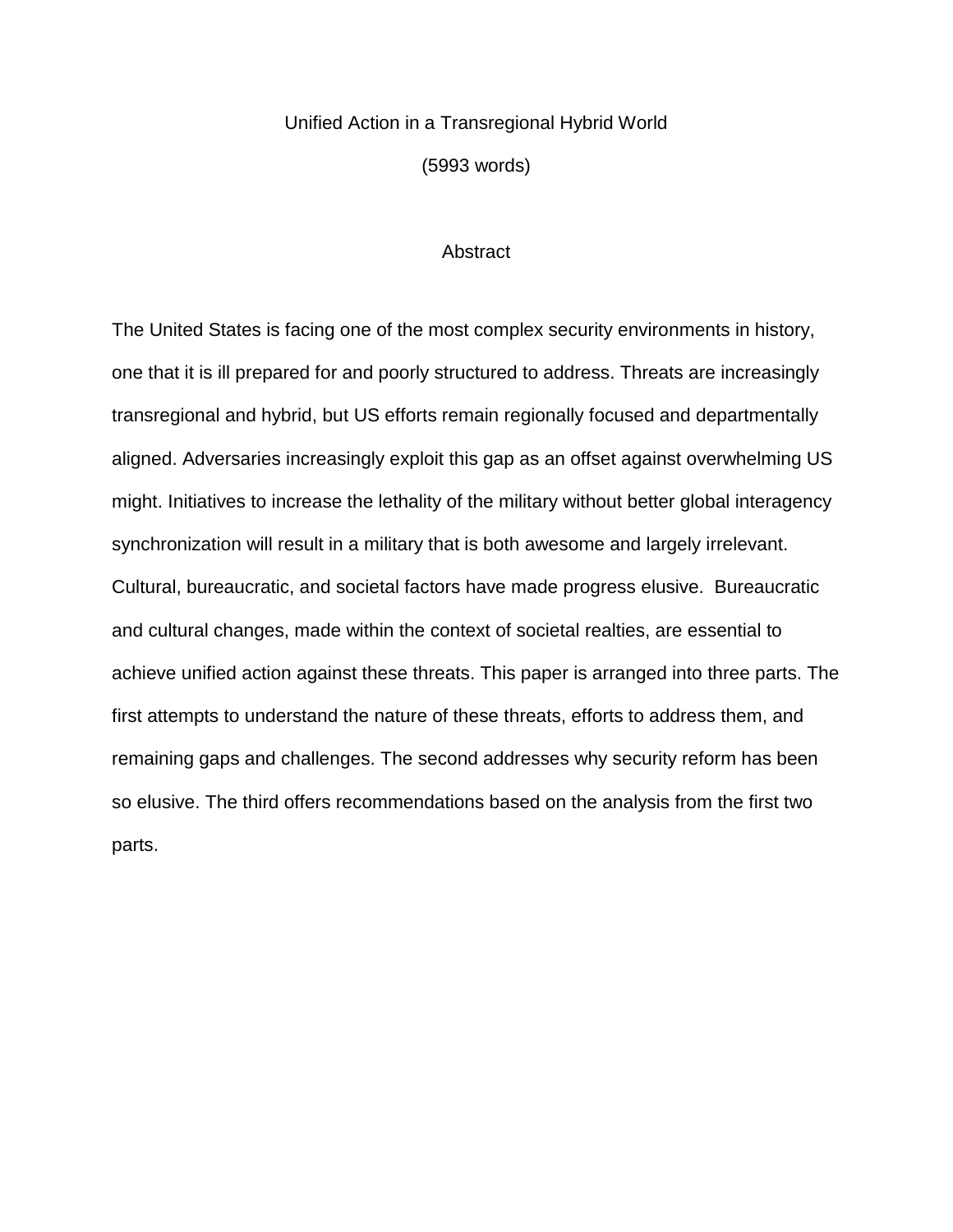# Unified Action in a Transregional Hybrid World

(5993 words)

## Abstract

The United States is facing one of the most complex security environments in history, one that it is ill prepared for and poorly structured to address. Threats are increasingly transregional and hybrid, but US efforts remain regionally focused and departmentally aligned. Adversaries increasingly exploit this gap as an offset against overwhelming US might. Initiatives to increase the lethality of the military without better global interagency synchronization will result in a military that is both awesome and largely irrelevant. Cultural, bureaucratic, and societal factors have made progress elusive. Bureaucratic and cultural changes, made within the context of societal realties, are essential to achieve unified action against these threats. This paper is arranged into three parts. The first attempts to understand the nature of these threats, efforts to address them, and remaining gaps and challenges. The second addresses why security reform has been so elusive. The third offers recommendations based on the analysis from the first two parts.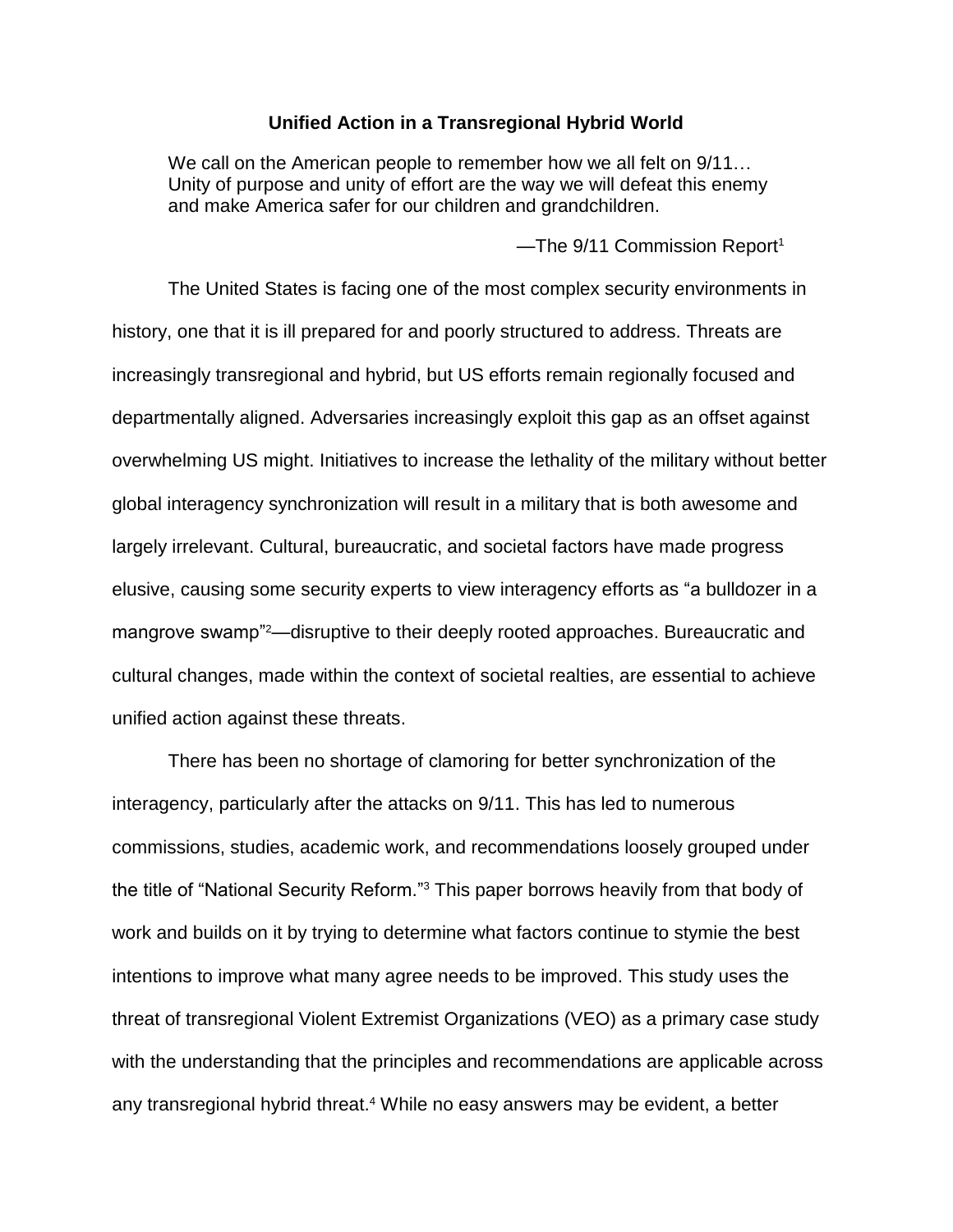## Unified Action in a Transregional Hybrid World

> We call on the American people to remember how we all felt on 9/11… Unity of purpose and unity of effort are the way we will defeat this enemy and make America safer for our children and grandchildren.
>
> —The 9/11 Commission Report[1]

The United States is facing one of the most complex security environments in history, one that it is ill prepared for and poorly structured to address. Threats are increasingly transregional and hybrid, but US efforts remain regionally focused and departmentally aligned. Adversaries increasingly exploit this gap as an offset against overwhelming US might. Initiatives to increase the lethality of the military without better global interagency synchronization will result in a military that is both awesome and largely irrelevant. Cultural, bureaucratic, and societal factors have made progress elusive, causing some security experts to view interagency efforts as "a bulldozer in a mangrove swamp"[2]—disruptive to their deeply rooted approaches. Bureaucratic and cultural changes, made within the context of societal realties, are essential to achieve unified action against these threats.

There has been no shortage of clamoring for better synchronization of the interagency, particularly after the attacks on 9/11. This has led to numerous commissions, studies, academic work, and recommendations loosely grouped under the title of "National Security Reform."[3] This paper borrows heavily from that body of work and builds on it by trying to determine what factors continue to stymie the best intentions to improve what many agree needs to be improved. This study uses the threat of transregional Violent Extremist Organizations (VEO) as a primary case study with the understanding that the principles and recommendations are applicable across any transregional hybrid threat.[4] While no easy answers may be evident, a better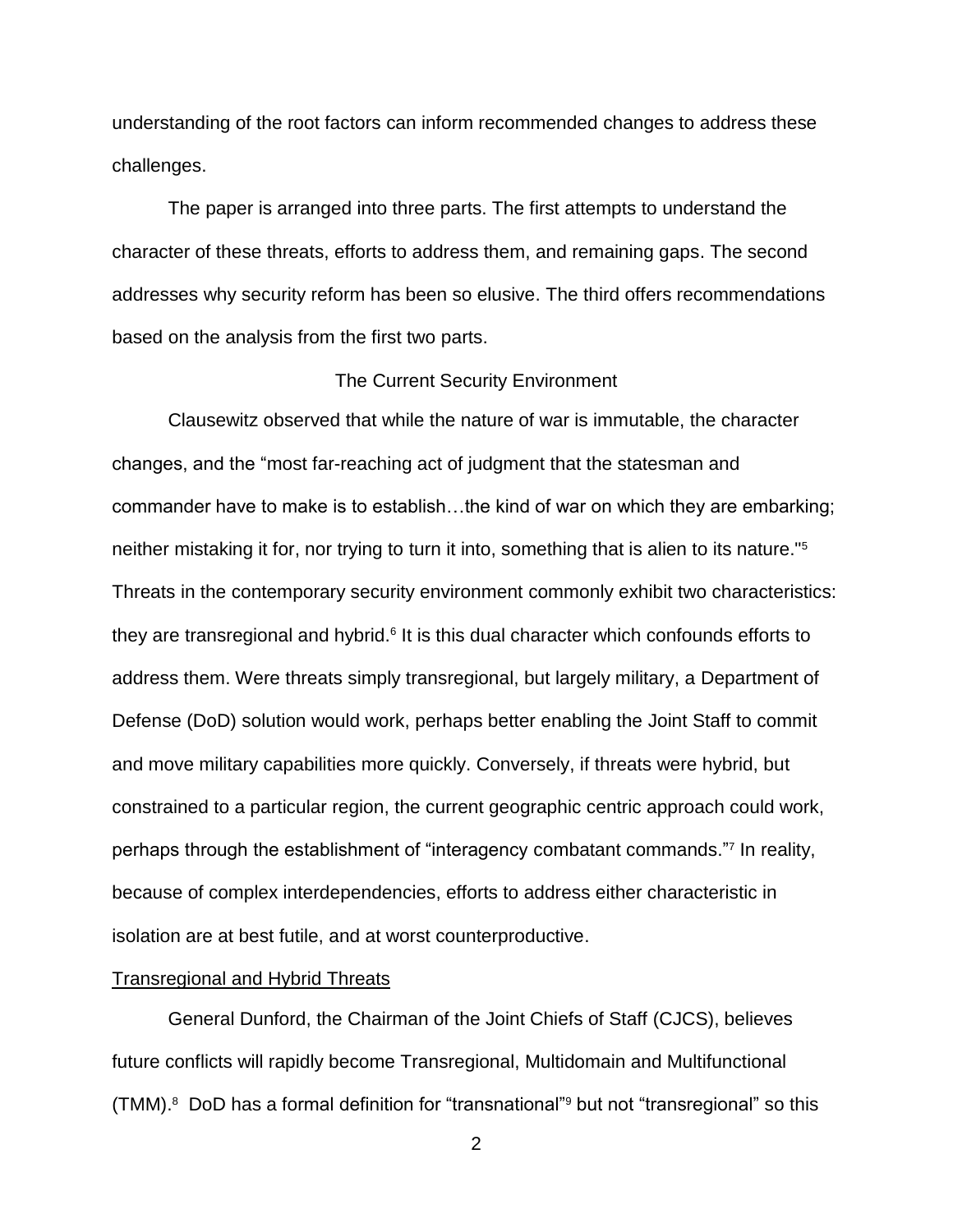understanding of the root factors can inform recommended changes to address these challenges.

The paper is arranged into three parts. The first attempts to understand the character of these threats, efforts to address them, and remaining gaps. The second addresses why security reform has been so elusive. The third offers recommendations based on the analysis from the first two parts.

## The Current Security Environment

Clausewitz observed that while the nature of war is immutable, the character changes, and the "most far-reaching act of judgment that the statesman and commander have to make is to establish…the kind of war on which they are embarking; neither mistaking it for, nor trying to turn it into, something that is alien to its nature."[5] Threats in the contemporary security environment commonly exhibit two characteristics: they are transregional and hybrid.[6] It is this dual character which confounds efforts to address them. Were threats simply transregional, but largely military, a Department of Defense (DoD) solution would work, perhaps better enabling the Joint Staff to commit and move military capabilities more quickly. Conversely, if threats were hybrid, but constrained to a particular region, the current geographic centric approach could work, perhaps through the establishment of "interagency combatant commands."[7] In reality, because of complex interdependencies, efforts to address either characteristic in isolation are at best futile, and at worst counterproductive.

### Transregional and Hybrid Threats

General Dunford, the Chairman of the Joint Chiefs of Staff (CJCS), believes future conflicts will rapidly become Transregional, Multidomain and Multifunctional (TMM).[8] DoD has a formal definition for "transnational"[9] but not "transregional" so this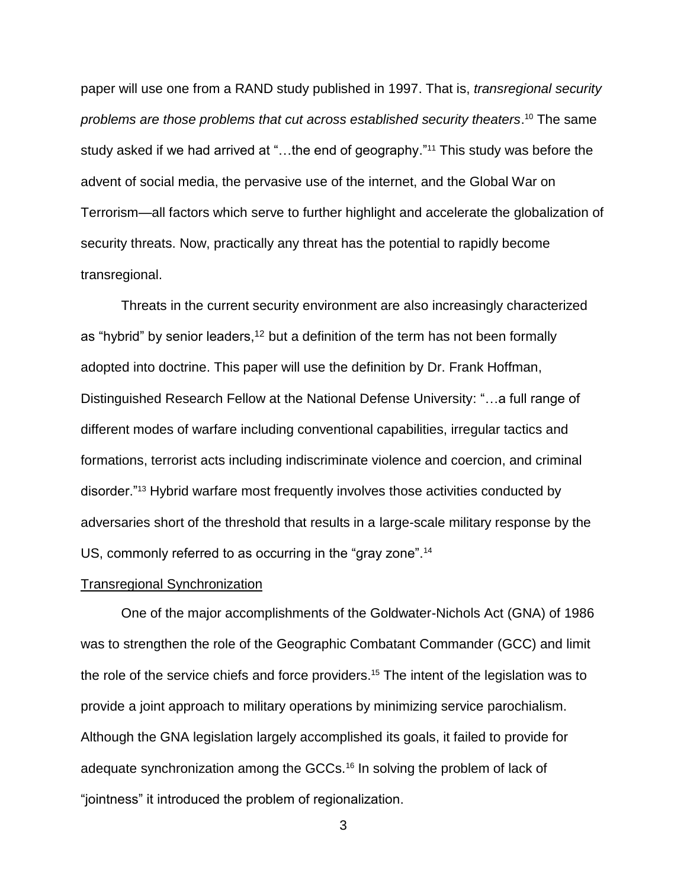paper will use one from a RAND study published in 1997. That is, *transregional security problems are those problems that cut across established security theaters*.[10] The same study asked if we had arrived at "…the end of geography."[11] This study was before the advent of social media, the pervasive use of the internet, and the Global War on Terrorism—all factors which serve to further highlight and accelerate the globalization of security threats. Now, practically any threat has the potential to rapidly become transregional.

Threats in the current security environment are also increasingly characterized as "hybrid" by senior leaders,[12] but a definition of the term has not been formally adopted into doctrine. This paper will use the definition by Dr. Frank Hoffman, Distinguished Research Fellow at the National Defense University: "…a full range of different modes of warfare including conventional capabilities, irregular tactics and formations, terrorist acts including indiscriminate violence and coercion, and criminal disorder."[13] Hybrid warfare most frequently involves those activities conducted by adversaries short of the threshold that results in a large-scale military response by the US, commonly referred to as occurring in the "gray zone".[14]

## Transregional Synchronization

One of the major accomplishments of the Goldwater-Nichols Act (GNA) of 1986 was to strengthen the role of the Geographic Combatant Commander (GCC) and limit the role of the service chiefs and force providers.[15] The intent of the legislation was to provide a joint approach to military operations by minimizing service parochialism. Although the GNA legislation largely accomplished its goals, it failed to provide for adequate synchronization among the GCCs.[16] In solving the problem of lack of "jointness" it introduced the problem of regionalization.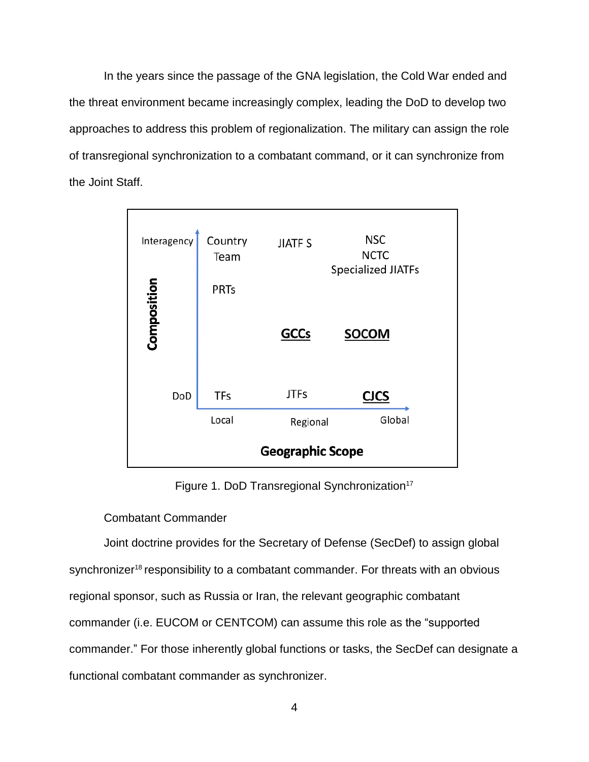In the years since the passage of the GNA legislation, the Cold War ended and the threat environment became increasingly complex, leading the DoD to develop two approaches to address this problem of regionalization. The military can assign the role of transregional synchronization to a combatant command, or it can synchronize from the Joint Staff.

| Composition | Local | Regional | Global |
| --- | --- | --- | --- |
| Interagency | Country Team<br>PRTs | JIATF S | NSC<br>NCTC<br>Specialized JIATFs |
| | | **GCCs** | **SOCOM** |
| DoD | TFs | JTFs | **CJCS** |

**Geographic Scope**

Figure 1. DoD Transregional Synchronization[17]

Combatant Commander

Joint doctrine provides for the Secretary of Defense (SecDef) to assign global synchronizer[18] responsibility to a combatant commander. For threats with an obvious regional sponsor, such as Russia or Iran, the relevant geographic combatant commander (i.e. EUCOM or CENTCOM) can assume this role as the "supported commander." For those inherently global functions or tasks, the SecDef can designate a functional combatant commander as synchronizer.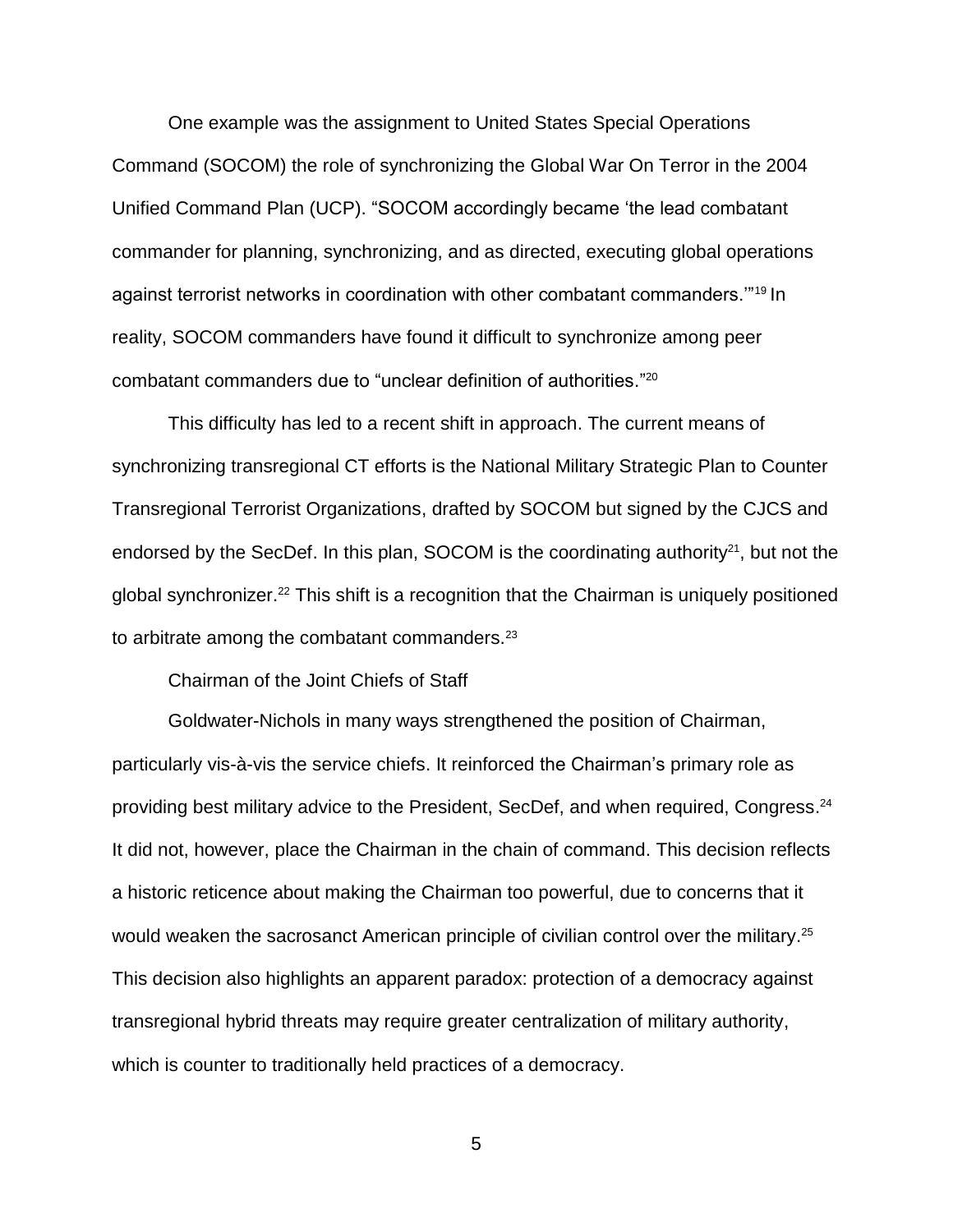One example was the assignment to United States Special Operations Command (SOCOM) the role of synchronizing the Global War On Terror in the 2004 Unified Command Plan (UCP). "SOCOM accordingly became 'the lead combatant commander for planning, synchronizing, and as directed, executing global operations against terrorist networks in coordination with other combatant commanders.'"[19] In reality, SOCOM commanders have found it difficult to synchronize among peer combatant commanders due to "unclear definition of authorities."[20]

This difficulty has led to a recent shift in approach. The current means of synchronizing transregional CT efforts is the National Military Strategic Plan to Counter Transregional Terrorist Organizations, drafted by SOCOM but signed by the CJCS and endorsed by the SecDef. In this plan, SOCOM is the coordinating authority[21], but not the global synchronizer.[22] This shift is a recognition that the Chairman is uniquely positioned to arbitrate among the combatant commanders.[23]

## Chairman of the Joint Chiefs of Staff

Goldwater-Nichols in many ways strengthened the position of Chairman, particularly vis-à-vis the service chiefs. It reinforced the Chairman's primary role as providing best military advice to the President, SecDef, and when required, Congress.[24] It did not, however, place the Chairman in the chain of command. This decision reflects a historic reticence about making the Chairman too powerful, due to concerns that it would weaken the sacrosanct American principle of civilian control over the military.[25] This decision also highlights an apparent paradox: protection of a democracy against transregional hybrid threats may require greater centralization of military authority, which is counter to traditionally held practices of a democracy.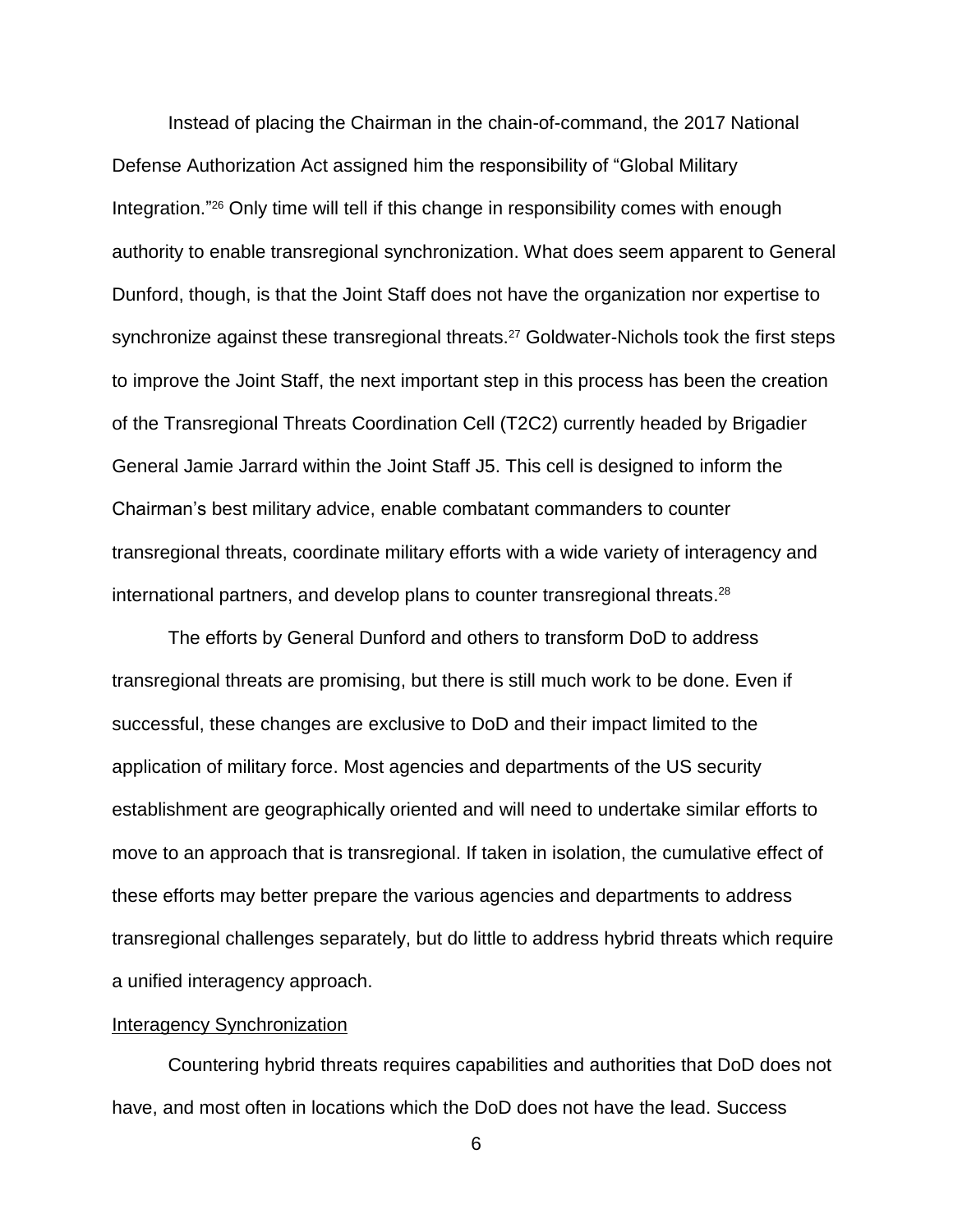Instead of placing the Chairman in the chain-of-command, the 2017 National Defense Authorization Act assigned him the responsibility of "Global Military Integration."[26] Only time will tell if this change in responsibility comes with enough authority to enable transregional synchronization. What does seem apparent to General Dunford, though, is that the Joint Staff does not have the organization nor expertise to synchronize against these transregional threats.[27] Goldwater-Nichols took the first steps to improve the Joint Staff, the next important step in this process has been the creation of the Transregional Threats Coordination Cell (T2C2) currently headed by Brigadier General Jamie Jarrard within the Joint Staff J5. This cell is designed to inform the Chairman's best military advice, enable combatant commanders to counter transregional threats, coordinate military efforts with a wide variety of interagency and international partners, and develop plans to counter transregional threats.[28]

The efforts by General Dunford and others to transform DoD to address transregional threats are promising, but there is still much work to be done. Even if successful, these changes are exclusive to DoD and their impact limited to the application of military force. Most agencies and departments of the US security establishment are geographically oriented and will need to undertake similar efforts to move to an approach that is transregional. If taken in isolation, the cumulative effect of these efforts may better prepare the various agencies and departments to address transregional challenges separately, but do little to address hybrid threats which require a unified interagency approach.

## Interagency Synchronization

Countering hybrid threats requires capabilities and authorities that DoD does not have, and most often in locations which the DoD does not have the lead. Success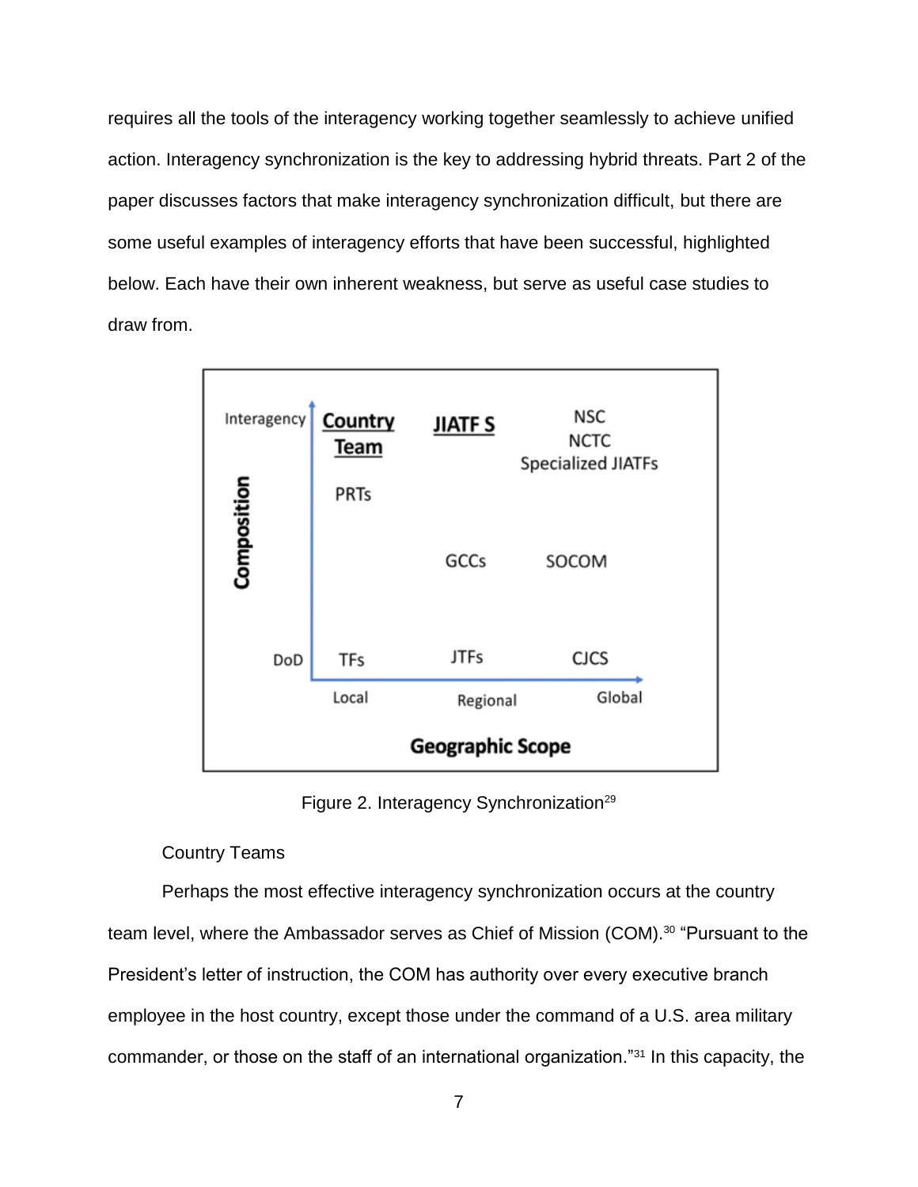requires all the tools of the interagency working together seamlessly to achieve unified action. Interagency synchronization is the key to addressing hybrid threats. Part 2 of the paper discusses factors that make interagency synchronization difficult, but there are some useful examples of interagency efforts that have been successful, highlighted below. Each have their own inherent weakness, but serve as useful case studies to draw from.

| Composition / Geographic Scope | Local | Regional | Global |
|---|---|---|---|
| Interagency | **Country Team** | **JIATF S** | NSC, NCTC, Specialized JIATFs |
| | PRTs | | |
| | | GCCs | SOCOM |
| DoD | TFs | JTFs | CJCS |

Figure 2. Interagency Synchronization[29]

Country Teams

Perhaps the most effective interagency synchronization occurs at the country team level, where the Ambassador serves as Chief of Mission (COM).[30] "Pursuant to the President's letter of instruction, the COM has authority over every executive branch employee in the host country, except those under the command of a U.S. area military commander, or those on the staff of an international organization."[31] In this capacity, the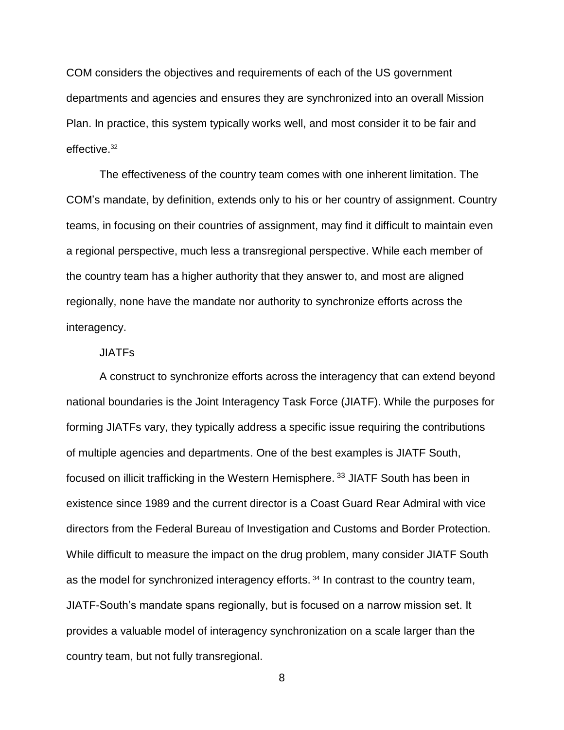COM considers the objectives and requirements of each of the US government departments and agencies and ensures they are synchronized into an overall Mission Plan. In practice, this system typically works well, and most consider it to be fair and effective.[32]

The effectiveness of the country team comes with one inherent limitation. The COM's mandate, by definition, extends only to his or her country of assignment. Country teams, in focusing on their countries of assignment, may find it difficult to maintain even a regional perspective, much less a transregional perspective. While each member of the country team has a higher authority that they answer to, and most are aligned regionally, none have the mandate nor authority to synchronize efforts across the interagency.

### JIATFs

A construct to synchronize efforts across the interagency that can extend beyond national boundaries is the Joint Interagency Task Force (JIATF). While the purposes for forming JIATFs vary, they typically address a specific issue requiring the contributions of multiple agencies and departments. One of the best examples is JIATF South, focused on illicit trafficking in the Western Hemisphere.[33] JIATF South has been in existence since 1989 and the current director is a Coast Guard Rear Admiral with vice directors from the Federal Bureau of Investigation and Customs and Border Protection. While difficult to measure the impact on the drug problem, many consider JIATF South as the model for synchronized interagency efforts.[34] In contrast to the country team, JIATF-South's mandate spans regionally, but is focused on a narrow mission set. It provides a valuable model of interagency synchronization on a scale larger than the country team, but not fully transregional.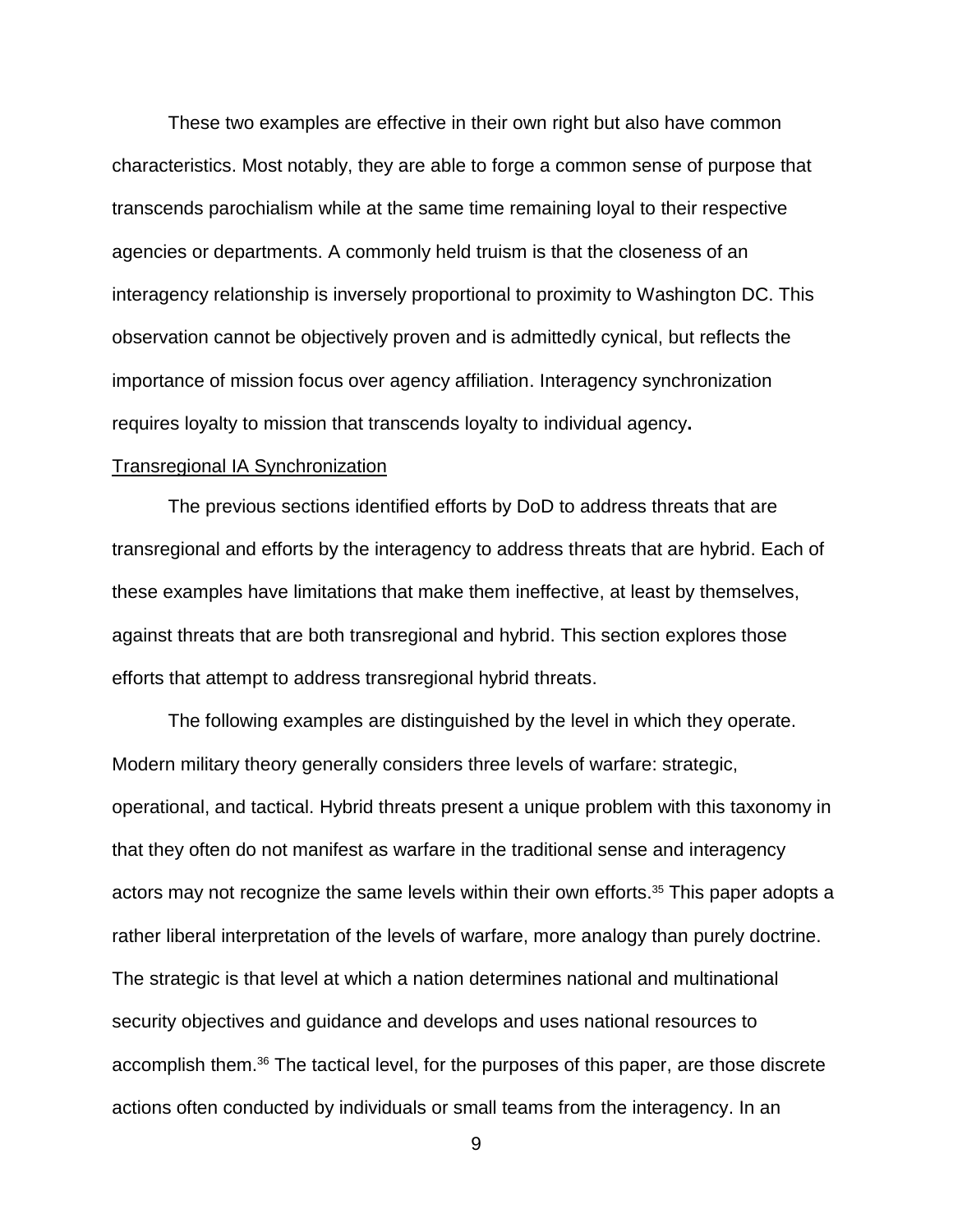These two examples are effective in their own right but also have common characteristics. Most notably, they are able to forge a common sense of purpose that transcends parochialism while at the same time remaining loyal to their respective agencies or departments. A commonly held truism is that the closeness of an interagency relationship is inversely proportional to proximity to Washington DC. This observation cannot be objectively proven and is admittedly cynical, but reflects the importance of mission focus over agency affiliation. Interagency synchronization requires loyalty to mission that transcends loyalty to individual agency**.**

<u>Transregional IA Synchronization</u>

The previous sections identified efforts by DoD to address threats that are transregional and efforts by the interagency to address threats that are hybrid. Each of these examples have limitations that make them ineffective, at least by themselves, against threats that are both transregional and hybrid. This section explores those efforts that attempt to address transregional hybrid threats.

The following examples are distinguished by the level in which they operate. Modern military theory generally considers three levels of warfare: strategic, operational, and tactical. Hybrid threats present a unique problem with this taxonomy in that they often do not manifest as warfare in the traditional sense and interagency actors may not recognize the same levels within their own efforts.[35] This paper adopts a rather liberal interpretation of the levels of warfare, more analogy than purely doctrine. The strategic is that level at which a nation determines national and multinational security objectives and guidance and develops and uses national resources to accomplish them.[36] The tactical level, for the purposes of this paper, are those discrete actions often conducted by individuals or small teams from the interagency. In an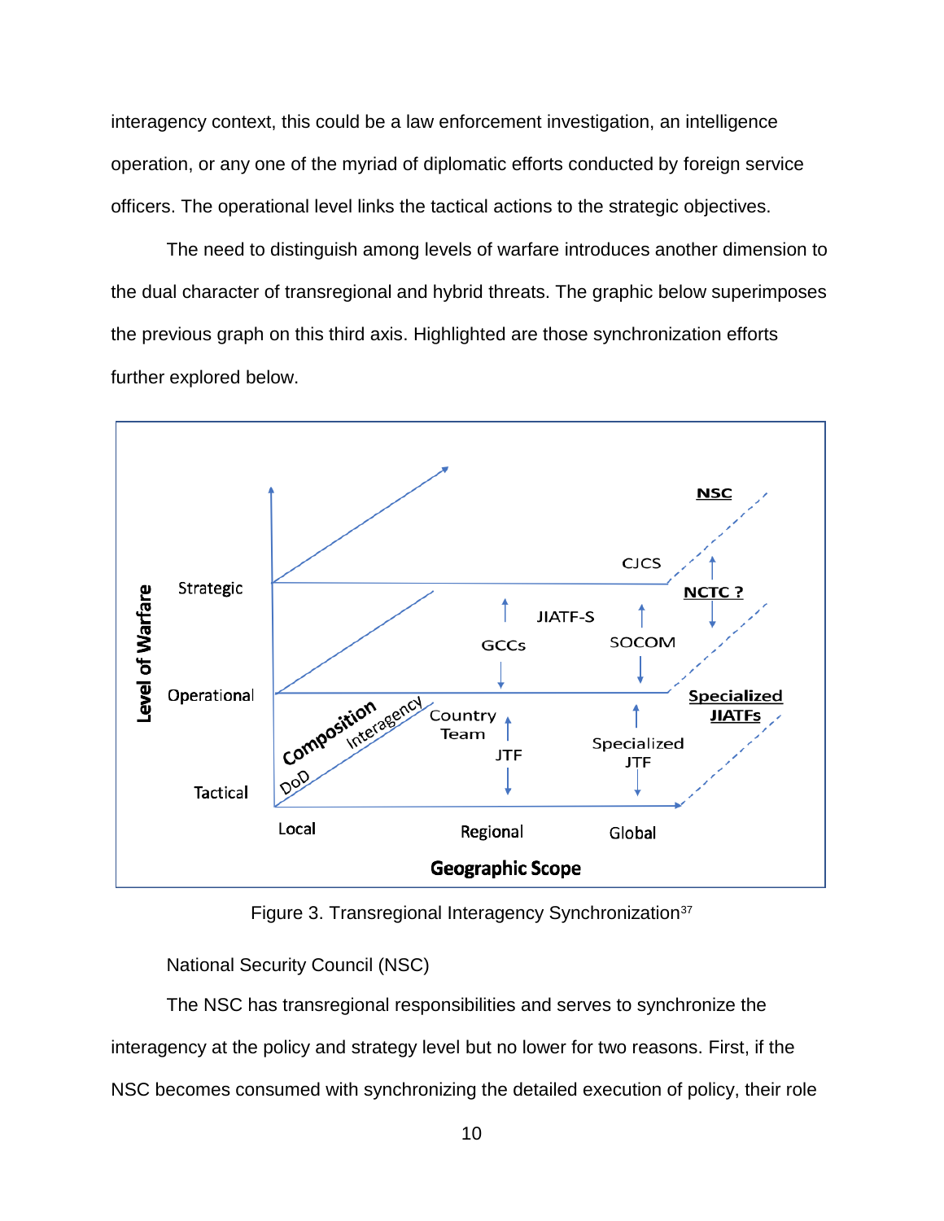interagency context, this could be a law enforcement investigation, an intelligence operation, or any one of the myriad of diplomatic efforts conducted by foreign service officers. The operational level links the tactical actions to the strategic objectives.

The need to distinguish among levels of warfare introduces another dimension to the dual character of transregional and hybrid threats. The graphic below superimposes the previous graph on this third axis. Highlighted are those synchronization efforts further explored below.

Figure 3. Transregional Interagency Synchronization[37]

National Security Council (NSC)

The NSC has transregional responsibilities and serves to synchronize the interagency at the policy and strategy level but no lower for two reasons. First, if the NSC becomes consumed with synchronizing the detailed execution of policy, their role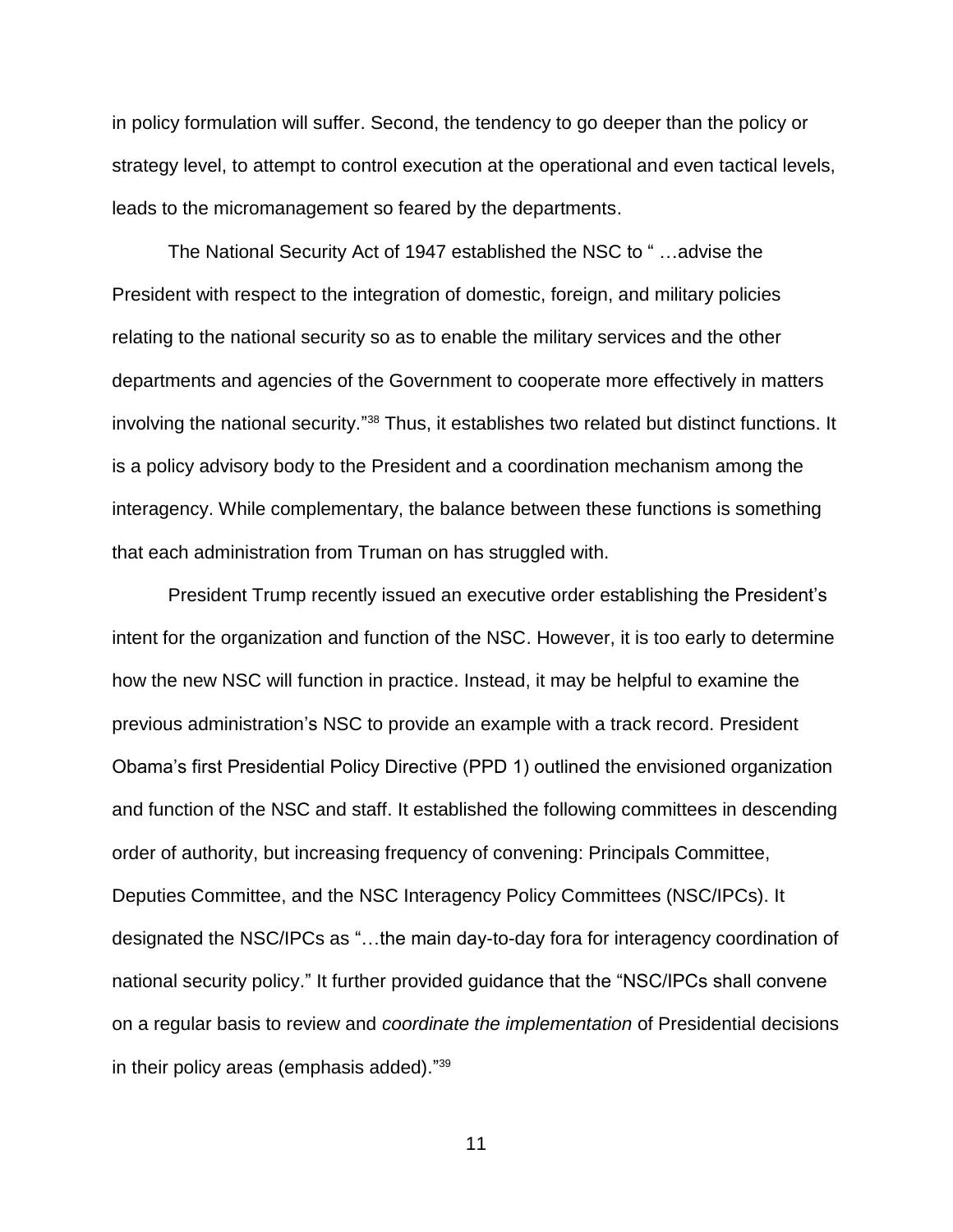in policy formulation will suffer. Second, the tendency to go deeper than the policy or strategy level, to attempt to control execution at the operational and even tactical levels, leads to the micromanagement so feared by the departments.

The National Security Act of 1947 established the NSC to " …advise the President with respect to the integration of domestic, foreign, and military policies relating to the national security so as to enable the military services and the other departments and agencies of the Government to cooperate more effectively in matters involving the national security."[38] Thus, it establishes two related but distinct functions. It is a policy advisory body to the President and a coordination mechanism among the interagency. While complementary, the balance between these functions is something that each administration from Truman on has struggled with.

President Trump recently issued an executive order establishing the President's intent for the organization and function of the NSC. However, it is too early to determine how the new NSC will function in practice. Instead, it may be helpful to examine the previous administration's NSC to provide an example with a track record. President Obama's first Presidential Policy Directive (PPD 1) outlined the envisioned organization and function of the NSC and staff. It established the following committees in descending order of authority, but increasing frequency of convening: Principals Committee, Deputies Committee, and the NSC Interagency Policy Committees (NSC/IPCs). It designated the NSC/IPCs as "…the main day-to-day fora for interagency coordination of national security policy." It further provided guidance that the "NSC/IPCs shall convene on a regular basis to review and *coordinate the implementation* of Presidential decisions in their policy areas (emphasis added)."[39]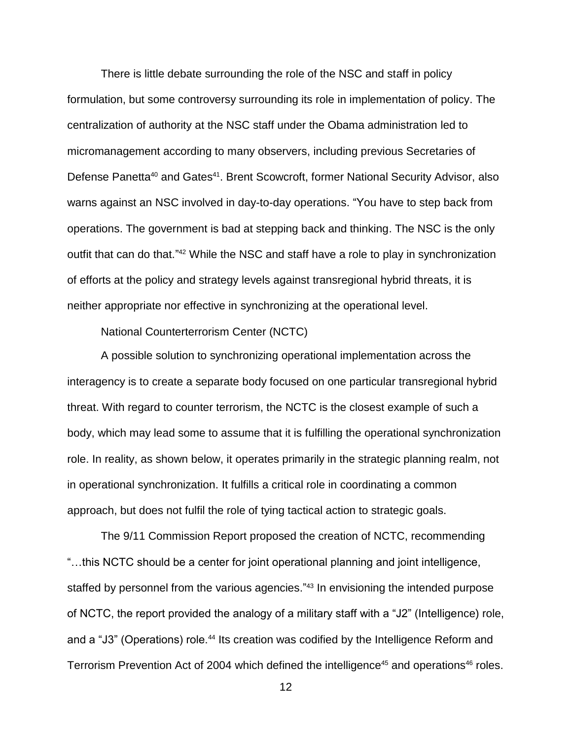There is little debate surrounding the role of the NSC and staff in policy formulation, but some controversy surrounding its role in implementation of policy. The centralization of authority at the NSC staff under the Obama administration led to micromanagement according to many observers, including previous Secretaries of Defense Panetta[40] and Gates[41]. Brent Scowcroft, former National Security Advisor, also warns against an NSC involved in day-to-day operations. "You have to step back from operations. The government is bad at stepping back and thinking. The NSC is the only outfit that can do that."[42] While the NSC and staff have a role to play in synchronization of efforts at the policy and strategy levels against transregional hybrid threats, it is neither appropriate nor effective in synchronizing at the operational level.

## National Counterterrorism Center (NCTC)

A possible solution to synchronizing operational implementation across the interagency is to create a separate body focused on one particular transregional hybrid threat. With regard to counter terrorism, the NCTC is the closest example of such a body, which may lead some to assume that it is fulfilling the operational synchronization role. In reality, as shown below, it operates primarily in the strategic planning realm, not in operational synchronization. It fulfills a critical role in coordinating a common approach, but does not fulfil the role of tying tactical action to strategic goals.

The 9/11 Commission Report proposed the creation of NCTC, recommending "…this NCTC should be a center for joint operational planning and joint intelligence, staffed by personnel from the various agencies."[43] In envisioning the intended purpose of NCTC, the report provided the analogy of a military staff with a "J2" (Intelligence) role, and a "J3" (Operations) role.[44] Its creation was codified by the Intelligence Reform and Terrorism Prevention Act of 2004 which defined the intelligence[45] and operations[46] roles.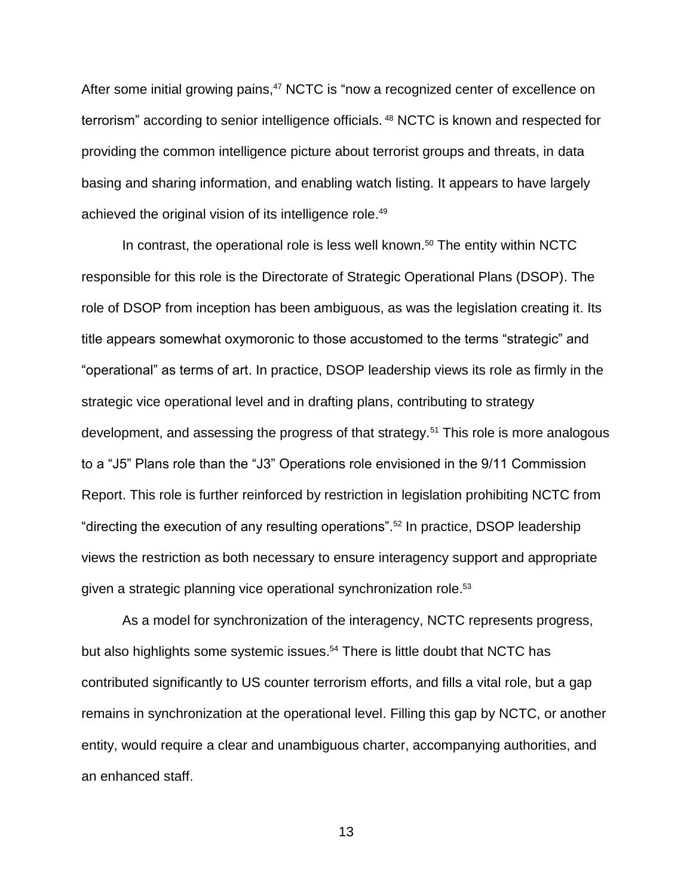After some initial growing pains,[47] NCTC is "now a recognized center of excellence on terrorism" according to senior intelligence officials.[48] NCTC is known and respected for providing the common intelligence picture about terrorist groups and threats, in data basing and sharing information, and enabling watch listing. It appears to have largely achieved the original vision of its intelligence role.[49]

In contrast, the operational role is less well known.[50] The entity within NCTC responsible for this role is the Directorate of Strategic Operational Plans (DSOP). The role of DSOP from inception has been ambiguous, as was the legislation creating it. Its title appears somewhat oxymoronic to those accustomed to the terms "strategic" and "operational" as terms of art. In practice, DSOP leadership views its role as firmly in the strategic vice operational level and in drafting plans, contributing to strategy development, and assessing the progress of that strategy.[51] This role is more analogous to a "J5" Plans role than the "J3" Operations role envisioned in the 9/11 Commission Report. This role is further reinforced by restriction in legislation prohibiting NCTC from "directing the execution of any resulting operations".[52] In practice, DSOP leadership views the restriction as both necessary to ensure interagency support and appropriate given a strategic planning vice operational synchronization role.[53]

As a model for synchronization of the interagency, NCTC represents progress, but also highlights some systemic issues.[54] There is little doubt that NCTC has contributed significantly to US counter terrorism efforts, and fills a vital role, but a gap remains in synchronization at the operational level. Filling this gap by NCTC, or another entity, would require a clear and unambiguous charter, accompanying authorities, and an enhanced staff.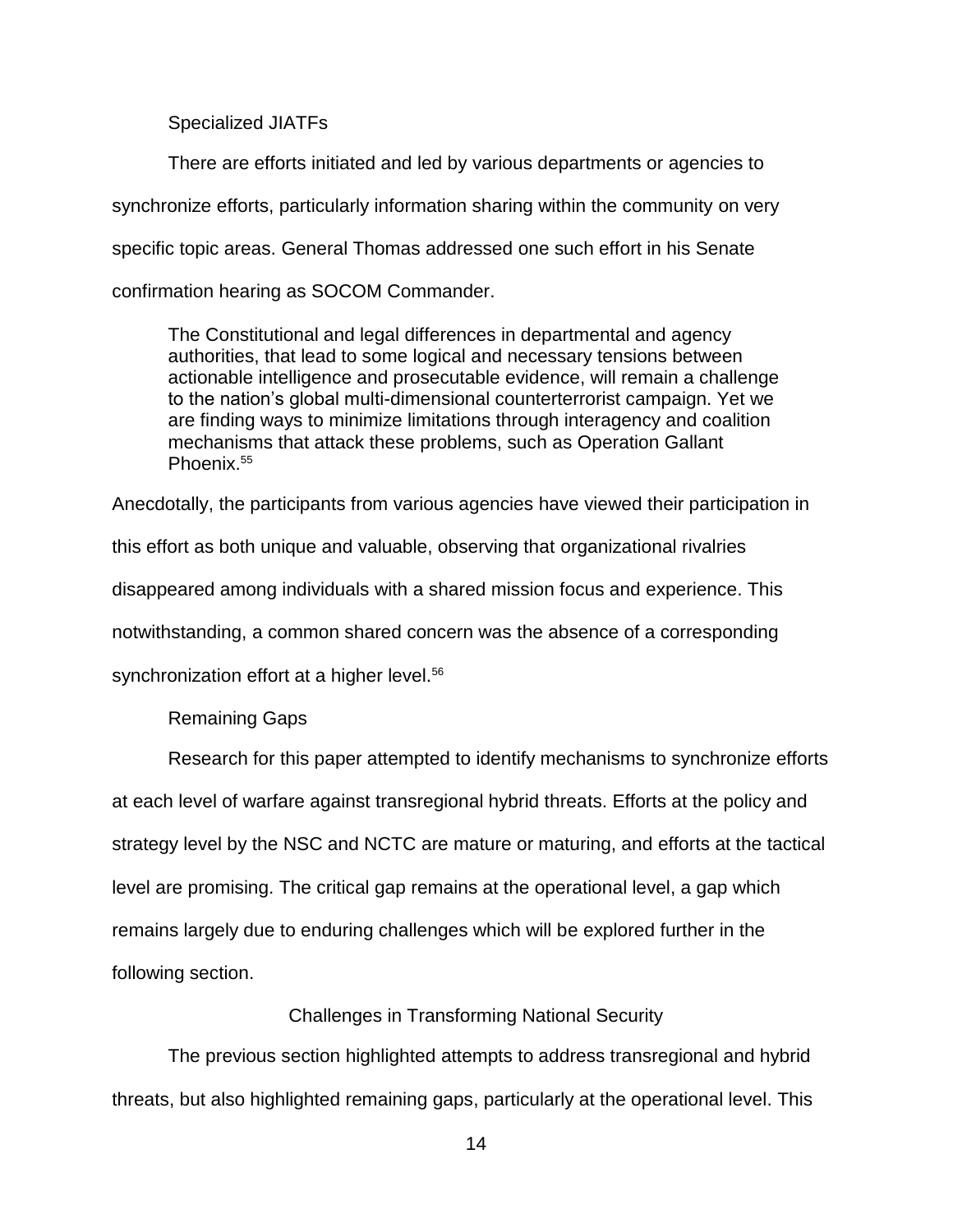### Specialized JIATFs

There are efforts initiated and led by various departments or agencies to synchronize efforts, particularly information sharing within the community on very specific topic areas. General Thomas addressed one such effort in his Senate confirmation hearing as SOCOM Commander.

> The Constitutional and legal differences in departmental and agency authorities, that lead to some logical and necessary tensions between actionable intelligence and prosecutable evidence, will remain a challenge to the nation's global multi-dimensional counterterrorist campaign. Yet we are finding ways to minimize limitations through interagency and coalition mechanisms that attack these problems, such as Operation Gallant Phoenix.[55]

Anecdotally, the participants from various agencies have viewed their participation in this effort as both unique and valuable, observing that organizational rivalries disappeared among individuals with a shared mission focus and experience. This notwithstanding, a common shared concern was the absence of a corresponding synchronization effort at a higher level.[56]

### Remaining Gaps

Research for this paper attempted to identify mechanisms to synchronize efforts at each level of warfare against transregional hybrid threats. Efforts at the policy and strategy level by the NSC and NCTC are mature or maturing, and efforts at the tactical level are promising. The critical gap remains at the operational level, a gap which remains largely due to enduring challenges which will be explored further in the following section.

## Challenges in Transforming National Security

The previous section highlighted attempts to address transregional and hybrid threats, but also highlighted remaining gaps, particularly at the operational level. This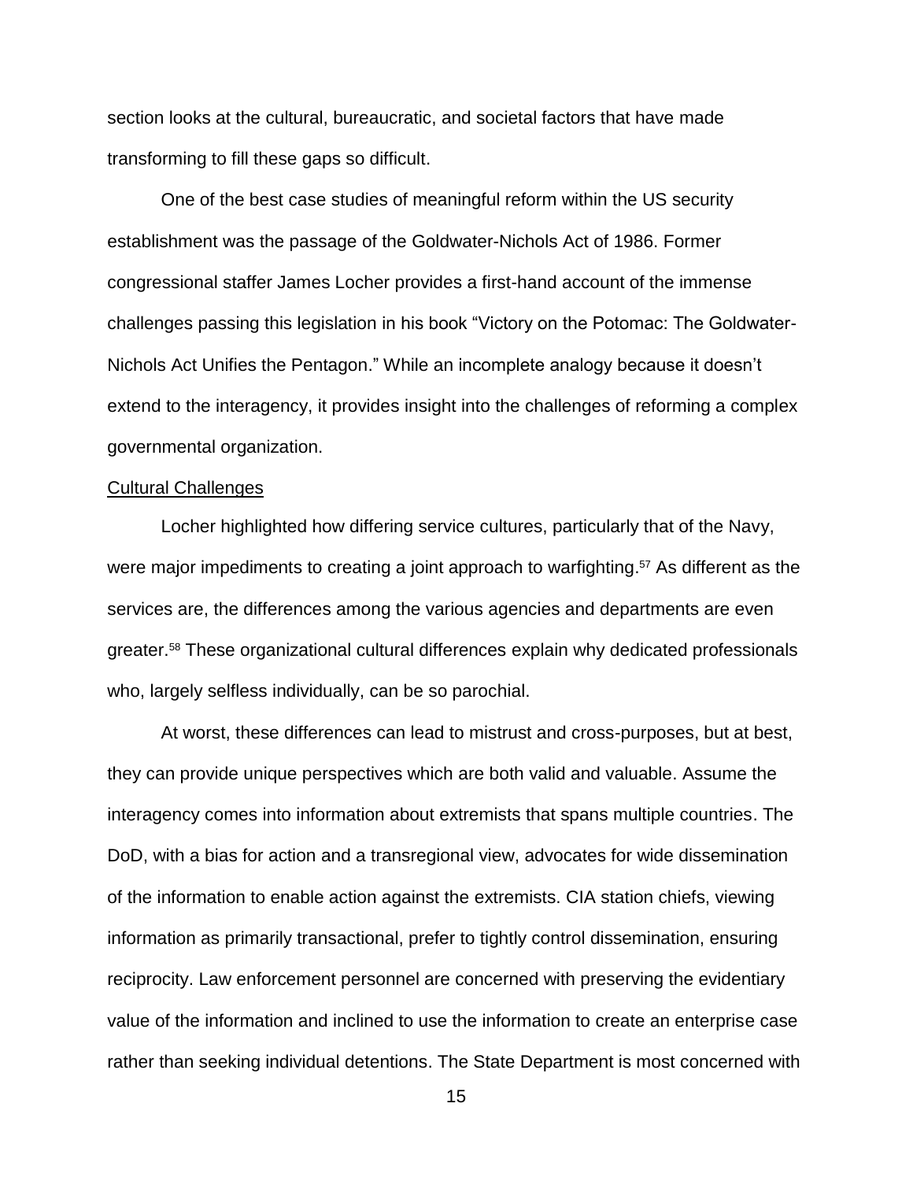section looks at the cultural, bureaucratic, and societal factors that have made transforming to fill these gaps so difficult.

One of the best case studies of meaningful reform within the US security establishment was the passage of the Goldwater-Nichols Act of 1986. Former congressional staffer James Locher provides a first-hand account of the immense challenges passing this legislation in his book "Victory on the Potomac: The Goldwater-Nichols Act Unifies the Pentagon." While an incomplete analogy because it doesn't extend to the interagency, it provides insight into the challenges of reforming a complex governmental organization.

<u>Cultural Challenges</u>

Locher highlighted how differing service cultures, particularly that of the Navy, were major impediments to creating a joint approach to warfighting.[57] As different as the services are, the differences among the various agencies and departments are even greater.[58] These organizational cultural differences explain why dedicated professionals who, largely selfless individually, can be so parochial.

At worst, these differences can lead to mistrust and cross-purposes, but at best, they can provide unique perspectives which are both valid and valuable. Assume the interagency comes into information about extremists that spans multiple countries. The DoD, with a bias for action and a transregional view, advocates for wide dissemination of the information to enable action against the extremists. CIA station chiefs, viewing information as primarily transactional, prefer to tightly control dissemination, ensuring reciprocity. Law enforcement personnel are concerned with preserving the evidentiary value of the information and inclined to use the information to create an enterprise case rather than seeking individual detentions. The State Department is most concerned with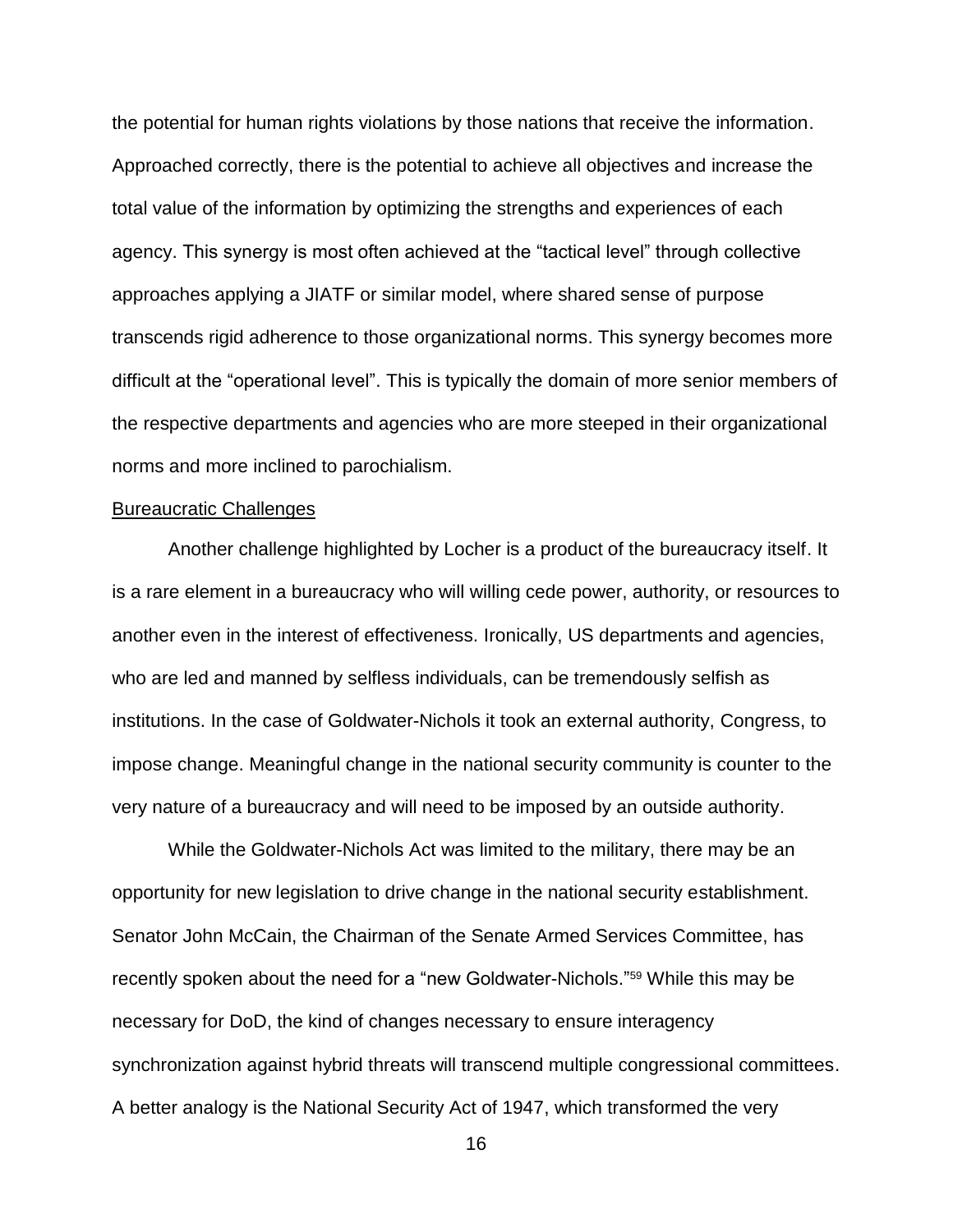the potential for human rights violations by those nations that receive the information. Approached correctly, there is the potential to achieve all objectives and increase the total value of the information by optimizing the strengths and experiences of each agency. This synergy is most often achieved at the "tactical level" through collective approaches applying a JIATF or similar model, where shared sense of purpose transcends rigid adherence to those organizational norms. This synergy becomes more difficult at the "operational level". This is typically the domain of more senior members of the respective departments and agencies who are more steeped in their organizational norms and more inclined to parochialism.

Bureaucratic Challenges

Another challenge highlighted by Locher is a product of the bureaucracy itself. It is a rare element in a bureaucracy who will willing cede power, authority, or resources to another even in the interest of effectiveness. Ironically, US departments and agencies, who are led and manned by selfless individuals, can be tremendously selfish as institutions. In the case of Goldwater-Nichols it took an external authority, Congress, to impose change. Meaningful change in the national security community is counter to the very nature of a bureaucracy and will need to be imposed by an outside authority.

While the Goldwater-Nichols Act was limited to the military, there may be an opportunity for new legislation to drive change in the national security establishment. Senator John McCain, the Chairman of the Senate Armed Services Committee, has recently spoken about the need for a "new Goldwater-Nichols."[59] While this may be necessary for DoD, the kind of changes necessary to ensure interagency synchronization against hybrid threats will transcend multiple congressional committees. A better analogy is the National Security Act of 1947, which transformed the very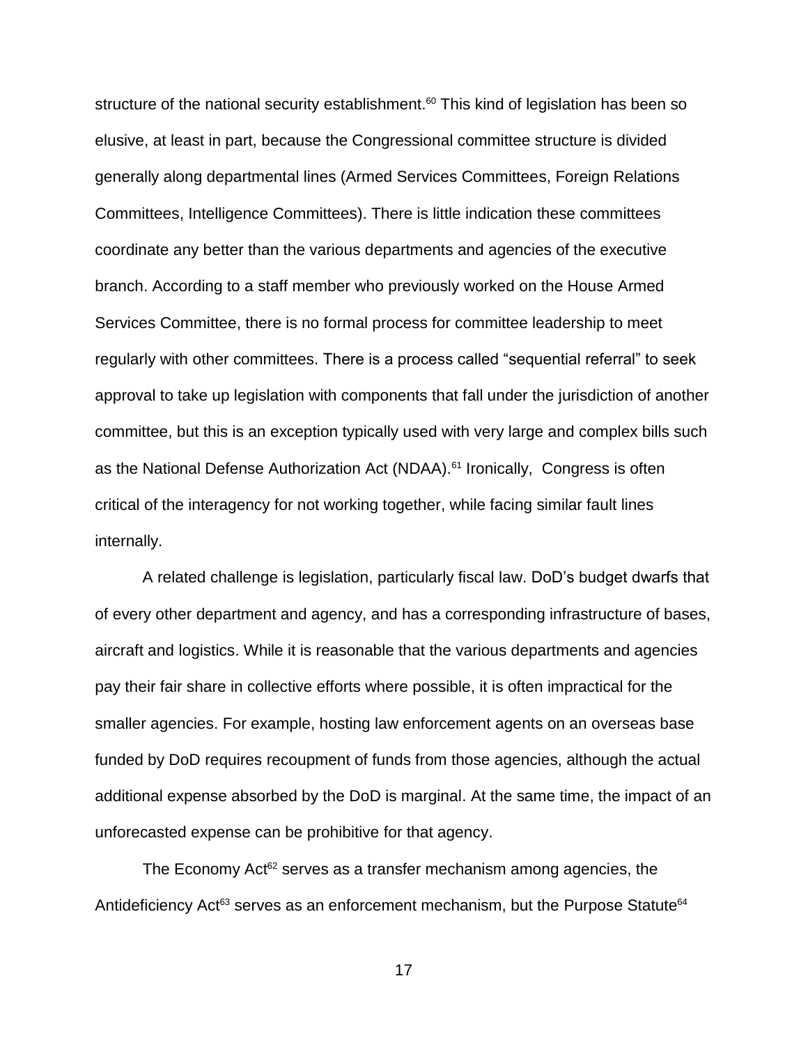structure of the national security establishment.[60] This kind of legislation has been so elusive, at least in part, because the Congressional committee structure is divided generally along departmental lines (Armed Services Committees, Foreign Relations Committees, Intelligence Committees). There is little indication these committees coordinate any better than the various departments and agencies of the executive branch. According to a staff member who previously worked on the House Armed Services Committee, there is no formal process for committee leadership to meet regularly with other committees. There is a process called "sequential referral" to seek approval to take up legislation with components that fall under the jurisdiction of another committee, but this is an exception typically used with very large and complex bills such as the National Defense Authorization Act (NDAA).[61] Ironically, Congress is often critical of the interagency for not working together, while facing similar fault lines internally.

A related challenge is legislation, particularly fiscal law. DoD's budget dwarfs that of every other department and agency, and has a corresponding infrastructure of bases, aircraft and logistics. While it is reasonable that the various departments and agencies pay their fair share in collective efforts where possible, it is often impractical for the smaller agencies. For example, hosting law enforcement agents on an overseas base funded by DoD requires recoupment of funds from those agencies, although the actual additional expense absorbed by the DoD is marginal. At the same time, the impact of an unforecasted expense can be prohibitive for that agency.

The Economy Act[62] serves as a transfer mechanism among agencies, the Antideficiency Act[63] serves as an enforcement mechanism, but the Purpose Statute[64]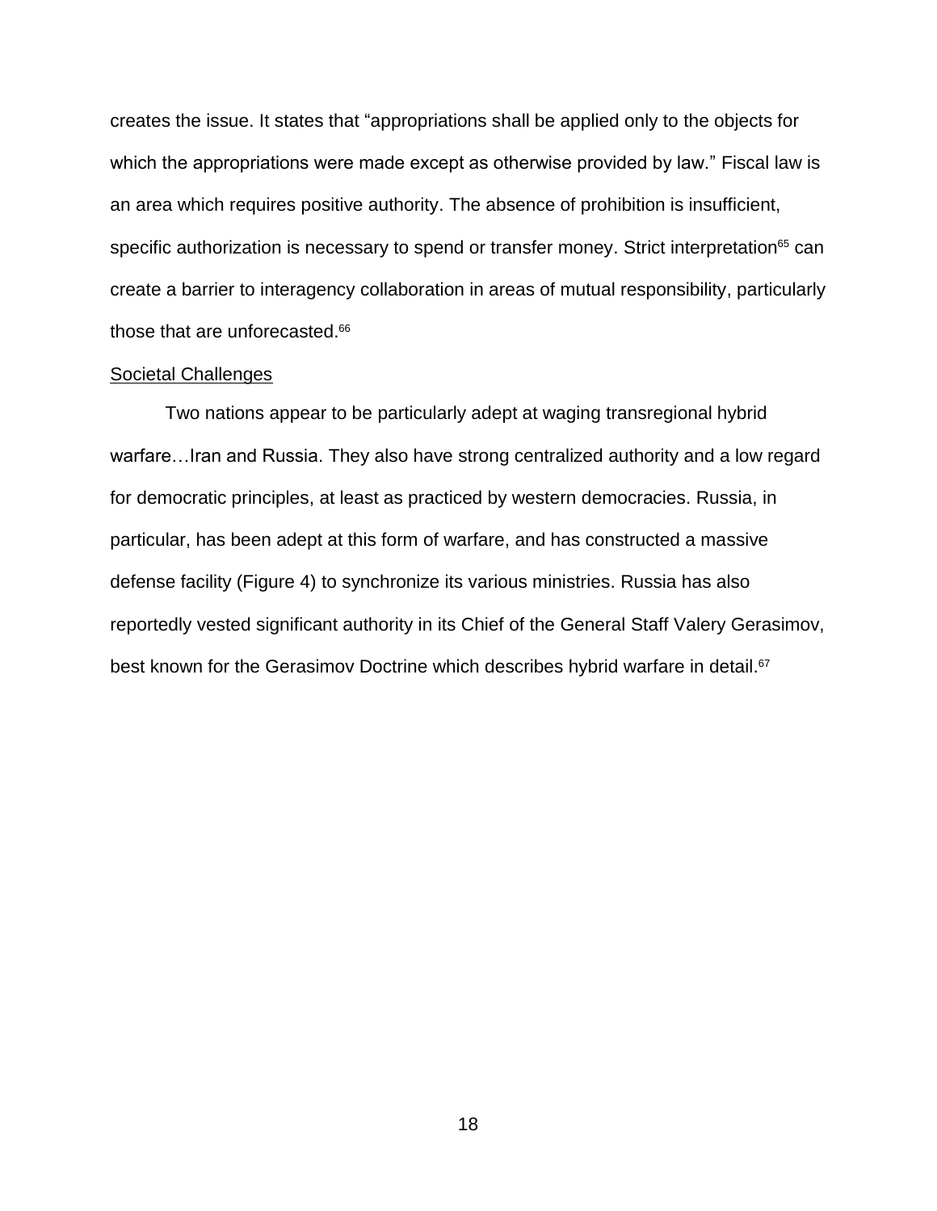creates the issue. It states that "appropriations shall be applied only to the objects for which the appropriations were made except as otherwise provided by law." Fiscal law is an area which requires positive authority. The absence of prohibition is insufficient, specific authorization is necessary to spend or transfer money. Strict interpretation[65] can create a barrier to interagency collaboration in areas of mutual responsibility, particularly those that are unforecasted.[66]

Societal Challenges

Two nations appear to be particularly adept at waging transregional hybrid warfare…Iran and Russia. They also have strong centralized authority and a low regard for democratic principles, at least as practiced by western democracies. Russia, in particular, has been adept at this form of warfare, and has constructed a massive defense facility (Figure 4) to synchronize its various ministries. Russia has also reportedly vested significant authority in its Chief of the General Staff Valery Gerasimov, best known for the Gerasimov Doctrine which describes hybrid warfare in detail.[67]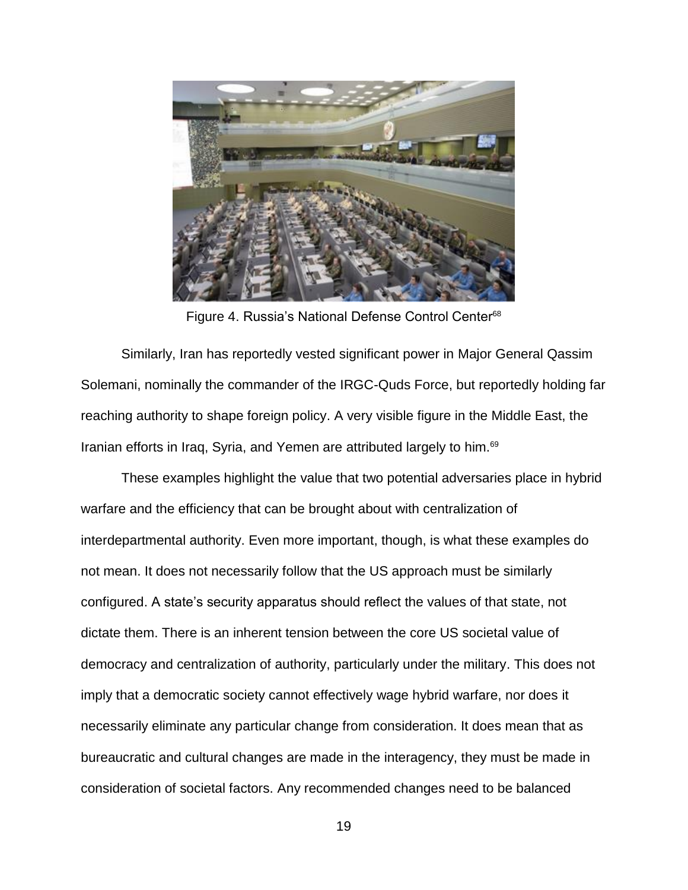Figure 4. Russia's National Defense Control Center[68]

Similarly, Iran has reportedly vested significant power in Major General Qassim Solemani, nominally the commander of the IRGC-Quds Force, but reportedly holding far reaching authority to shape foreign policy. A very visible figure in the Middle East, the Iranian efforts in Iraq, Syria, and Yemen are attributed largely to him.[69]

These examples highlight the value that two potential adversaries place in hybrid warfare and the efficiency that can be brought about with centralization of interdepartmental authority. Even more important, though, is what these examples do not mean. It does not necessarily follow that the US approach must be similarly configured. A state's security apparatus should reflect the values of that state, not dictate them. There is an inherent tension between the core US societal value of democracy and centralization of authority, particularly under the military. This does not imply that a democratic society cannot effectively wage hybrid warfare, nor does it necessarily eliminate any particular change from consideration. It does mean that as bureaucratic and cultural changes are made in the interagency, they must be made in consideration of societal factors. Any recommended changes need to be balanced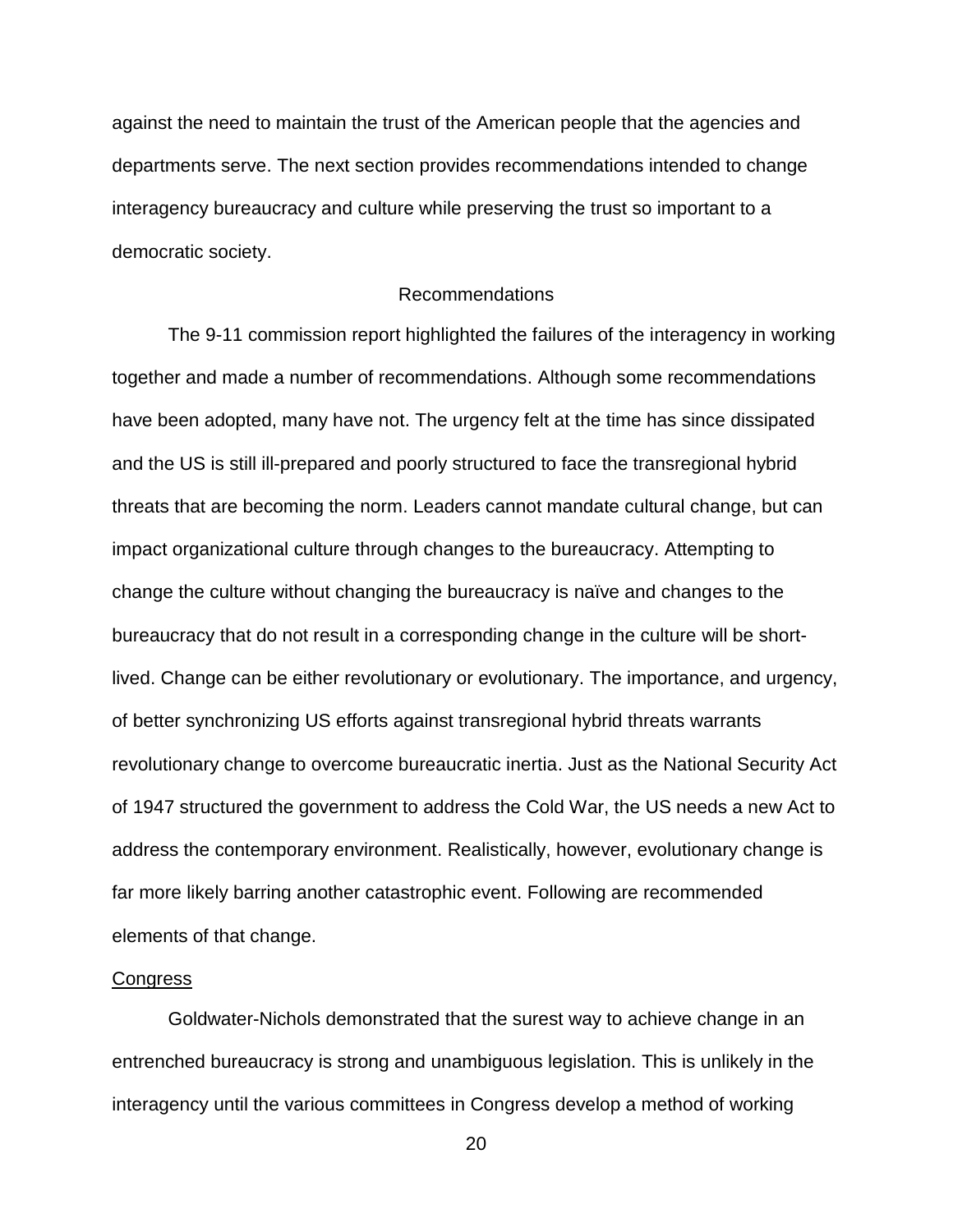against the need to maintain the trust of the American people that the agencies and departments serve. The next section provides recommendations intended to change interagency bureaucracy and culture while preserving the trust so important to a democratic society.

## Recommendations

The 9-11 commission report highlighted the failures of the interagency in working together and made a number of recommendations. Although some recommendations have been adopted, many have not. The urgency felt at the time has since dissipated and the US is still ill-prepared and poorly structured to face the transregional hybrid threats that are becoming the norm. Leaders cannot mandate cultural change, but can impact organizational culture through changes to the bureaucracy. Attempting to change the culture without changing the bureaucracy is naïve and changes to the bureaucracy that do not result in a corresponding change in the culture will be short-lived. Change can be either revolutionary or evolutionary. The importance, and urgency, of better synchronizing US efforts against transregional hybrid threats warrants revolutionary change to overcome bureaucratic inertia. Just as the National Security Act of 1947 structured the government to address the Cold War, the US needs a new Act to address the contemporary environment. Realistically, however, evolutionary change is far more likely barring another catastrophic event. Following are recommended elements of that change.

### Congress

Goldwater-Nichols demonstrated that the surest way to achieve change in an entrenched bureaucracy is strong and unambiguous legislation. This is unlikely in the interagency until the various committees in Congress develop a method of working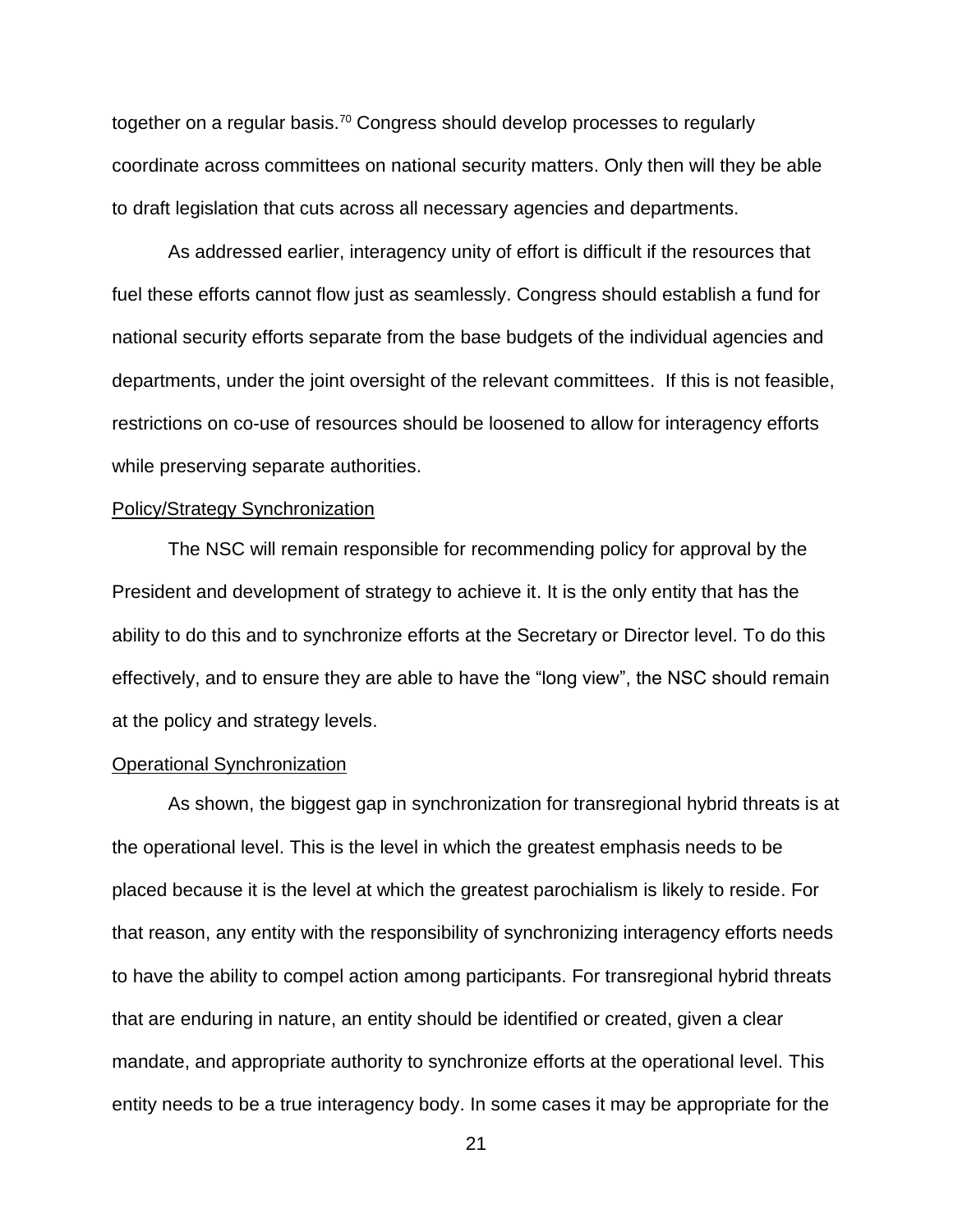together on a regular basis.[70] Congress should develop processes to regularly coordinate across committees on national security matters. Only then will they be able to draft legislation that cuts across all necessary agencies and departments.

As addressed earlier, interagency unity of effort is difficult if the resources that fuel these efforts cannot flow just as seamlessly. Congress should establish a fund for national security efforts separate from the base budgets of the individual agencies and departments, under the joint oversight of the relevant committees. If this is not feasible, restrictions on co-use of resources should be loosened to allow for interagency efforts while preserving separate authorities.

<u>Policy/Strategy Synchronization</u>

The NSC will remain responsible for recommending policy for approval by the President and development of strategy to achieve it. It is the only entity that has the ability to do this and to synchronize efforts at the Secretary or Director level. To do this effectively, and to ensure they are able to have the "long view", the NSC should remain at the policy and strategy levels.

<u>Operational Synchronization</u>

As shown, the biggest gap in synchronization for transregional hybrid threats is at the operational level. This is the level in which the greatest emphasis needs to be placed because it is the level at which the greatest parochialism is likely to reside. For that reason, any entity with the responsibility of synchronizing interagency efforts needs to have the ability to compel action among participants. For transregional hybrid threats that are enduring in nature, an entity should be identified or created, given a clear mandate, and appropriate authority to synchronize efforts at the operational level. This entity needs to be a true interagency body. In some cases it may be appropriate for the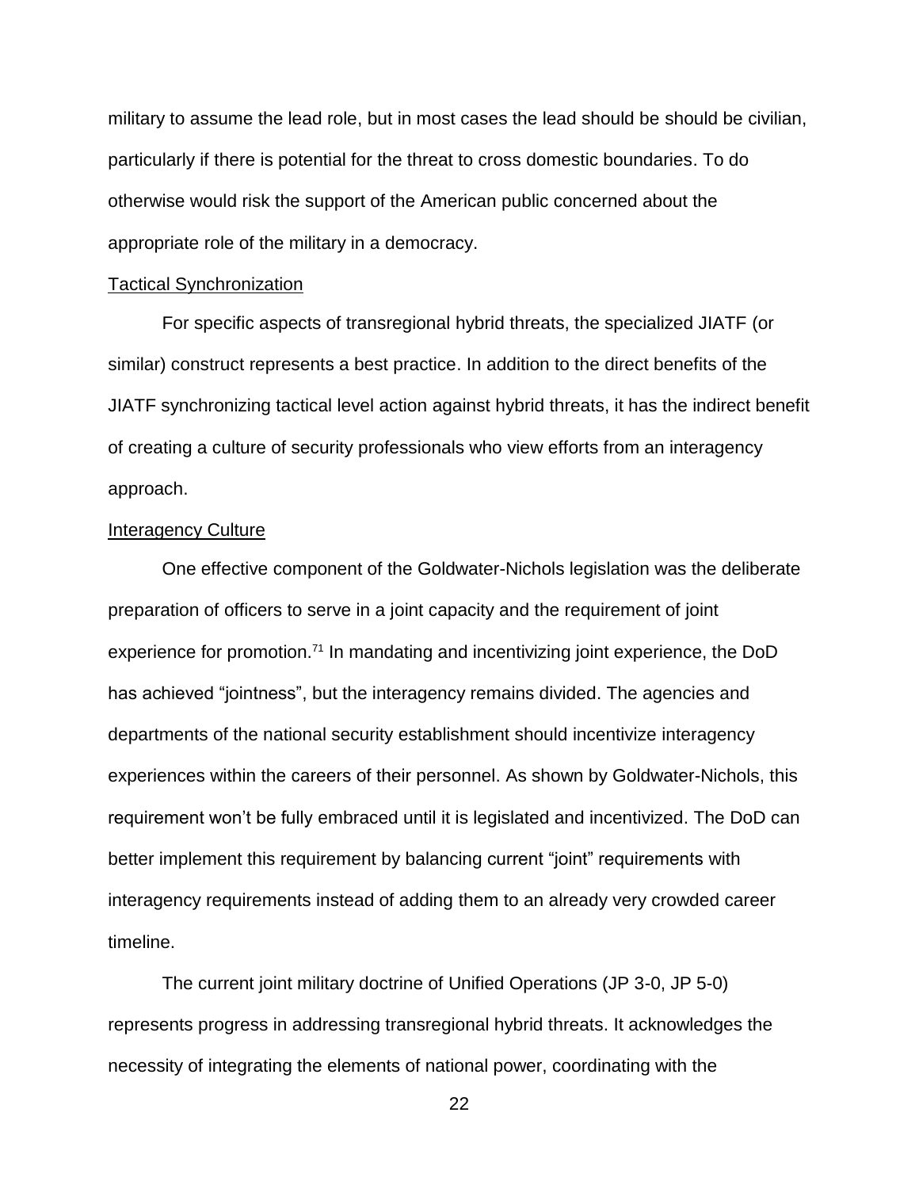military to assume the lead role, but in most cases the lead should be should be civilian, particularly if there is potential for the threat to cross domestic boundaries. To do otherwise would risk the support of the American public concerned about the appropriate role of the military in a democracy.

Tactical Synchronization

For specific aspects of transregional hybrid threats, the specialized JIATF (or similar) construct represents a best practice. In addition to the direct benefits of the JIATF synchronizing tactical level action against hybrid threats, it has the indirect benefit of creating a culture of security professionals who view efforts from an interagency approach.

Interagency Culture

One effective component of the Goldwater-Nichols legislation was the deliberate preparation of officers to serve in a joint capacity and the requirement of joint experience for promotion.[71] In mandating and incentivizing joint experience, the DoD has achieved “jointness”, but the interagency remains divided. The agencies and departments of the national security establishment should incentivize interagency experiences within the careers of their personnel. As shown by Goldwater-Nichols, this requirement won’t be fully embraced until it is legislated and incentivized. The DoD can better implement this requirement by balancing current “joint” requirements with interagency requirements instead of adding them to an already very crowded career timeline.

The current joint military doctrine of Unified Operations (JP 3-0, JP 5-0) represents progress in addressing transregional hybrid threats. It acknowledges the necessity of integrating the elements of national power, coordinating with the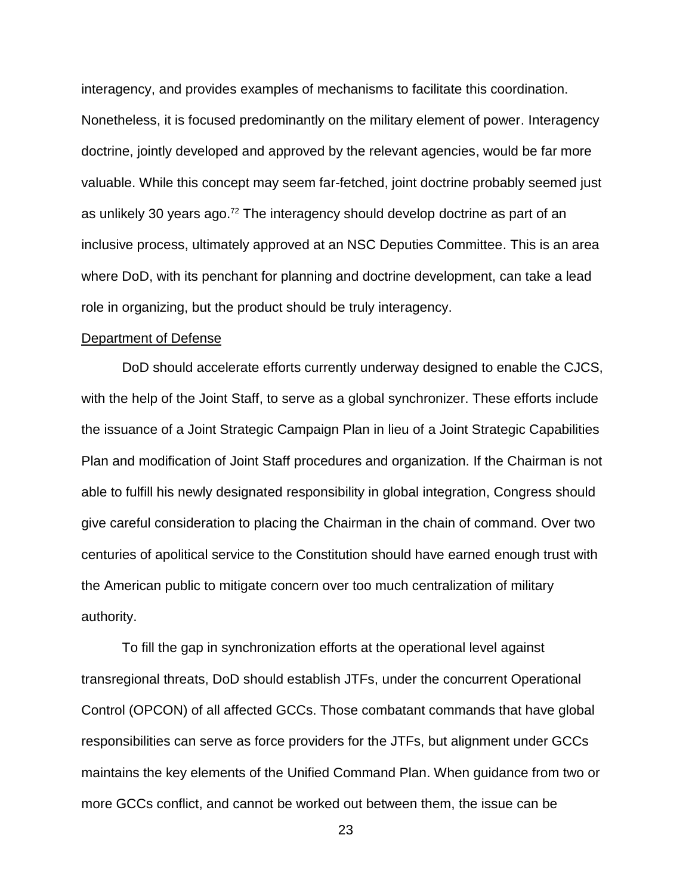interagency, and provides examples of mechanisms to facilitate this coordination. Nonetheless, it is focused predominantly on the military element of power. Interagency doctrine, jointly developed and approved by the relevant agencies, would be far more valuable. While this concept may seem far-fetched, joint doctrine probably seemed just as unlikely 30 years ago.[72] The interagency should develop doctrine as part of an inclusive process, ultimately approved at an NSC Deputies Committee. This is an area where DoD, with its penchant for planning and doctrine development, can take a lead role in organizing, but the product should be truly interagency.

Department of Defense

DoD should accelerate efforts currently underway designed to enable the CJCS, with the help of the Joint Staff, to serve as a global synchronizer. These efforts include the issuance of a Joint Strategic Campaign Plan in lieu of a Joint Strategic Capabilities Plan and modification of Joint Staff procedures and organization. If the Chairman is not able to fulfill his newly designated responsibility in global integration, Congress should give careful consideration to placing the Chairman in the chain of command. Over two centuries of apolitical service to the Constitution should have earned enough trust with the American public to mitigate concern over too much centralization of military authority.

To fill the gap in synchronization efforts at the operational level against transregional threats, DoD should establish JTFs, under the concurrent Operational Control (OPCON) of all affected GCCs. Those combatant commands that have global responsibilities can serve as force providers for the JTFs, but alignment under GCCs maintains the key elements of the Unified Command Plan. When guidance from two or more GCCs conflict, and cannot be worked out between them, the issue can be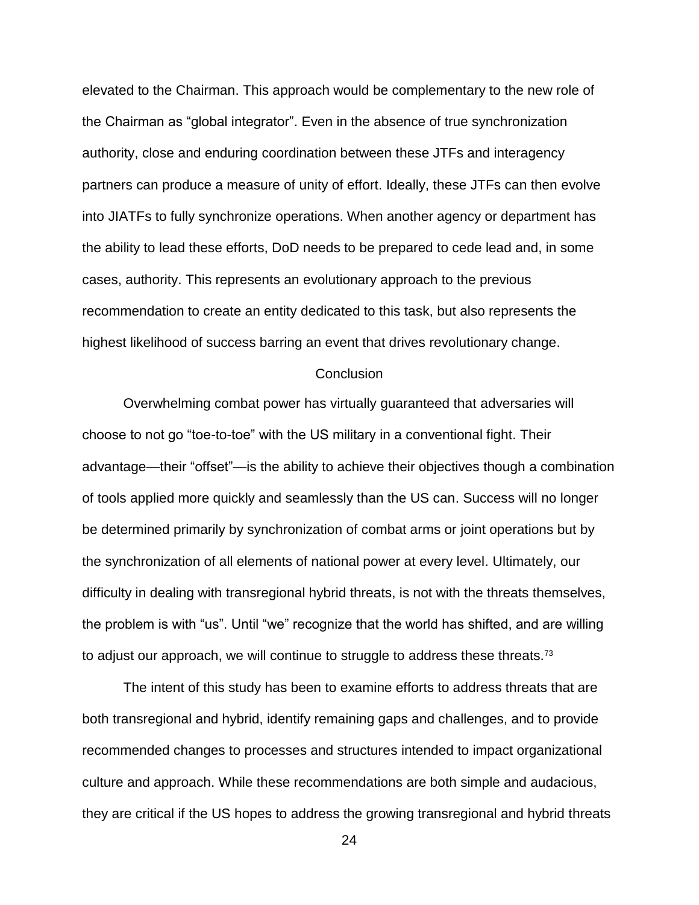elevated to the Chairman. This approach would be complementary to the new role of the Chairman as “global integrator”. Even in the absence of true synchronization authority, close and enduring coordination between these JTFs and interagency partners can produce a measure of unity of effort. Ideally, these JTFs can then evolve into JIATFs to fully synchronize operations. When another agency or department has the ability to lead these efforts, DoD needs to be prepared to cede lead and, in some cases, authority. This represents an evolutionary approach to the previous recommendation to create an entity dedicated to this task, but also represents the highest likelihood of success barring an event that drives revolutionary change.

## Conclusion

Overwhelming combat power has virtually guaranteed that adversaries will choose to not go “toe-to-toe” with the US military in a conventional fight. Their advantage—their “offset”—is the ability to achieve their objectives though a combination of tools applied more quickly and seamlessly than the US can. Success will no longer be determined primarily by synchronization of combat arms or joint operations but by the synchronization of all elements of national power at every level. Ultimately, our difficulty in dealing with transregional hybrid threats, is not with the threats themselves, the problem is with “us”. Until “we” recognize that the world has shifted, and are willing to adjust our approach, we will continue to struggle to address these threats.[73]

The intent of this study has been to examine efforts to address threats that are both transregional and hybrid, identify remaining gaps and challenges, and to provide recommended changes to processes and structures intended to impact organizational culture and approach. While these recommendations are both simple and audacious, they are critical if the US hopes to address the growing transregional and hybrid threats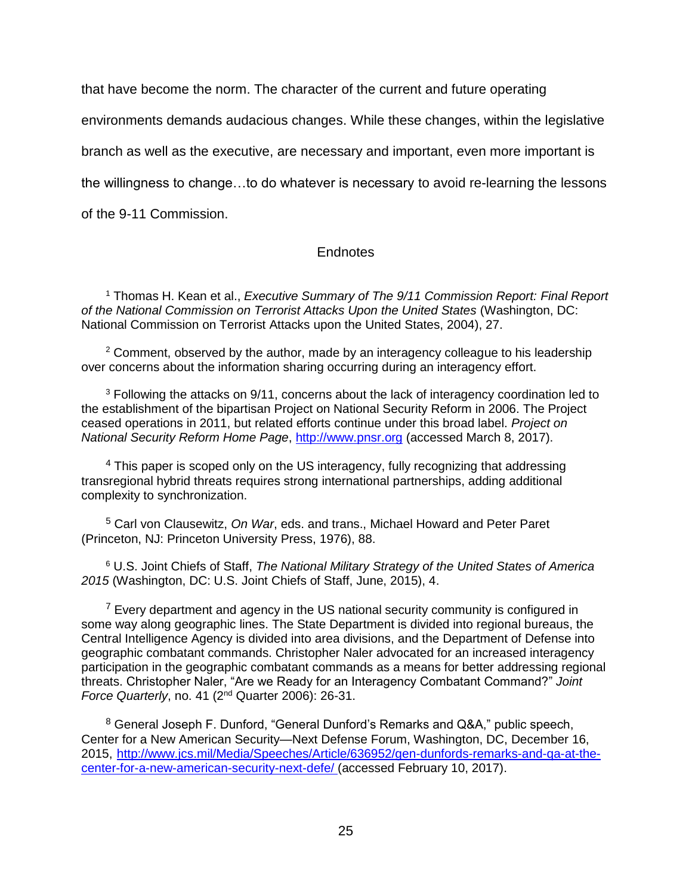that have become the norm. The character of the current and future operating environments demands audacious changes. While these changes, within the legislative branch as well as the executive, are necessary and important, even more important is the willingness to change…to do whatever is necessary to avoid re-learning the lessons of the 9-11 Commission.

## Endnotes

[1] Thomas H. Kean et al., *Executive Summary of The 9/11 Commission Report: Final Report of the National Commission on Terrorist Attacks Upon the United States* (Washington, DC: National Commission on Terrorist Attacks upon the United States, 2004), 27.

[2] Comment, observed by the author, made by an interagency colleague to his leadership over concerns about the information sharing occurring during an interagency effort.

[3] Following the attacks on 9/11, concerns about the lack of interagency coordination led to the establishment of the bipartisan Project on National Security Reform in 2006. The Project ceased operations in 2011, but related efforts continue under this broad label. *Project on National Security Reform Home Page*, [http://www.pnsr.org](http://www.pnsr.org) (accessed March 8, 2017).

[4] This paper is scoped only on the US interagency, fully recognizing that addressing transregional hybrid threats requires strong international partnerships, adding additional complexity to synchronization.

[5] Carl von Clausewitz, *On War*, eds. and trans., Michael Howard and Peter Paret (Princeton, NJ: Princeton University Press, 1976), 88.

[6] U.S. Joint Chiefs of Staff, *The National Military Strategy of the United States of America 2015* (Washington, DC: U.S. Joint Chiefs of Staff, June, 2015), 4.

[7] Every department and agency in the US national security community is configured in some way along geographic lines. The State Department is divided into regional bureaus, the Central Intelligence Agency is divided into area divisions, and the Department of Defense into geographic combatant commands. Christopher Naler advocated for an increased interagency participation in the geographic combatant commands as a means for better addressing regional threats. Christopher Naler, "Are we Ready for an Interagency Combatant Command?" *Joint Force Quarterly*, no. 41 (2nd Quarter 2006): 26-31.

[8] General Joseph F. Dunford, "General Dunford's Remarks and Q&A," public speech, Center for a New American Security—Next Defense Forum, Washington, DC, December 16, 2015, [http://www.jcs.mil/Media/Speeches/Article/636952/gen-dunfords-remarks-and-qa-at-the-center-for-a-new-american-security-next-defe/](http://www.jcs.mil/Media/Speeches/Article/636952/gen-dunfords-remarks-and-qa-at-the-center-for-a-new-american-security-next-defe/) (accessed February 10, 2017).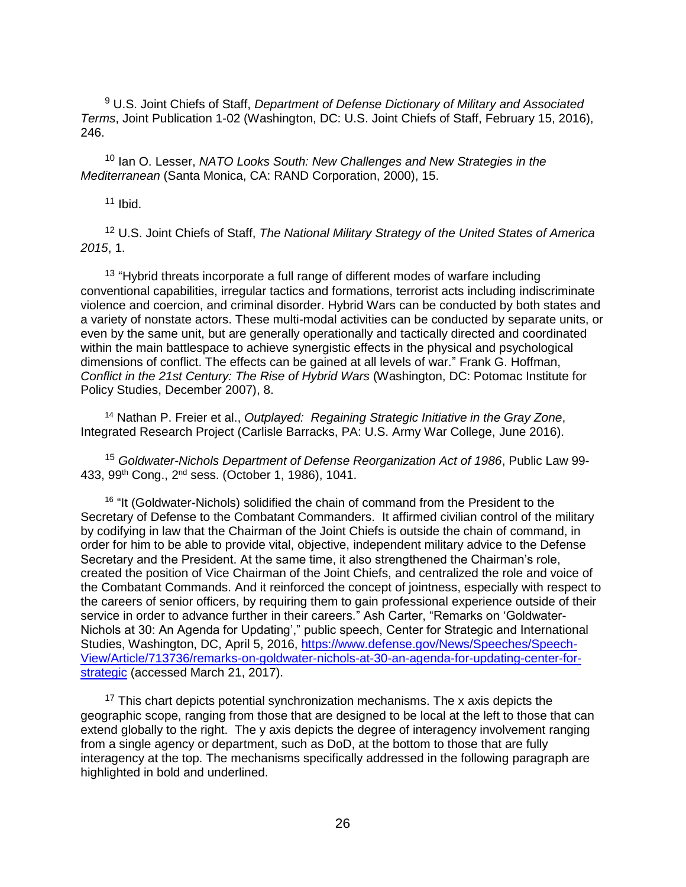[9] U.S. Joint Chiefs of Staff, *Department of Defense Dictionary of Military and Associated Terms*, Joint Publication 1-02 (Washington, DC: U.S. Joint Chiefs of Staff, February 15, 2016), 246.

[10] Ian O. Lesser, *NATO Looks South: New Challenges and New Strategies in the Mediterranean* (Santa Monica, CA: RAND Corporation, 2000), 15.

[11] Ibid.

[12] U.S. Joint Chiefs of Staff, *The National Military Strategy of the United States of America 2015*, 1.

[13] "Hybrid threats incorporate a full range of different modes of warfare including conventional capabilities, irregular tactics and formations, terrorist acts including indiscriminate violence and coercion, and criminal disorder. Hybrid Wars can be conducted by both states and a variety of nonstate actors. These multi-modal activities can be conducted by separate units, or even by the same unit, but are generally operationally and tactically directed and coordinated within the main battlespace to achieve synergistic effects in the physical and psychological dimensions of conflict. The effects can be gained at all levels of war." Frank G. Hoffman, *Conflict in the 21st Century: The Rise of Hybrid Wars* (Washington, DC: Potomac Institute for Policy Studies, December 2007), 8.

[14] Nathan P. Freier et al., *Outplayed: Regaining Strategic Initiative in the Gray Zone*, Integrated Research Project (Carlisle Barracks, PA: U.S. Army War College, June 2016).

[15] *Goldwater-Nichols Department of Defense Reorganization Act of 1986*, Public Law 99-433, 99th Cong., 2nd sess. (October 1, 1986), 1041.

[16] "It (Goldwater-Nichols) solidified the chain of command from the President to the Secretary of Defense to the Combatant Commanders. It affirmed civilian control of the military by codifying in law that the Chairman of the Joint Chiefs is outside the chain of command, in order for him to be able to provide vital, objective, independent military advice to the Defense Secretary and the President. At the same time, it also strengthened the Chairman's role, created the position of Vice Chairman of the Joint Chiefs, and centralized the role and voice of the Combatant Commands. And it reinforced the concept of jointness, especially with respect to the careers of senior officers, by requiring them to gain professional experience outside of their service in order to advance further in their careers." Ash Carter, "Remarks on 'Goldwater-Nichols at 30: An Agenda for Updating'," public speech, Center for Strategic and International Studies, Washington, DC, April 5, 2016, https://www.defense.gov/News/Speeches/Speech-View/Article/713736/remarks-on-goldwater-nichols-at-30-an-agenda-for-updating-center-for-strategic (accessed March 21, 2017).

[17] This chart depicts potential synchronization mechanisms. The x axis depicts the geographic scope, ranging from those that are designed to be local at the left to those that can extend globally to the right. The y axis depicts the degree of interagency involvement ranging from a single agency or department, such as DoD, at the bottom to those that are fully interagency at the top. The mechanisms specifically addressed in the following paragraph are highlighted in bold and underlined.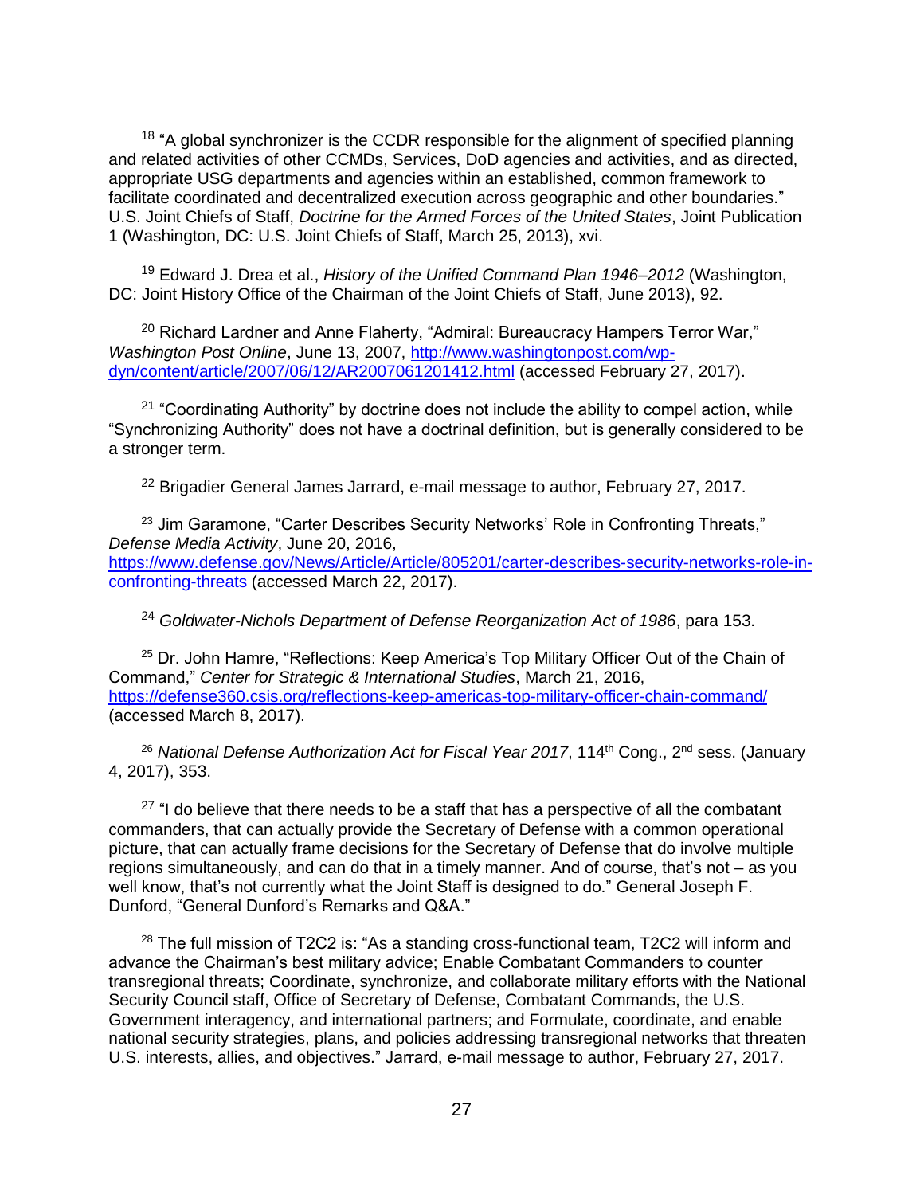[18] "A global synchronizer is the CCDR responsible for the alignment of specified planning and related activities of other CCMDs, Services, DoD agencies and activities, and as directed, appropriate USG departments and agencies within an established, common framework to facilitate coordinated and decentralized execution across geographic and other boundaries." U.S. Joint Chiefs of Staff, *Doctrine for the Armed Forces of the United States*, Joint Publication 1 (Washington, DC: U.S. Joint Chiefs of Staff, March 25, 2013), xvi.

[19] Edward J. Drea et al., *History of the Unified Command Plan 1946–2012* (Washington, DC: Joint History Office of the Chairman of the Joint Chiefs of Staff, June 2013), 92.

[20] Richard Lardner and Anne Flaherty, "Admiral: Bureaucracy Hampers Terror War," *Washington Post Online*, June 13, 2007, http://www.washingtonpost.com/wp-dyn/content/article/2007/06/12/AR2007061201412.html (accessed February 27, 2017).

[21] "Coordinating Authority" by doctrine does not include the ability to compel action, while "Synchronizing Authority" does not have a doctrinal definition, but is generally considered to be a stronger term.

[22] Brigadier General James Jarrard, e-mail message to author, February 27, 2017.

[23] Jim Garamone, "Carter Describes Security Networks' Role in Confronting Threats," *Defense Media Activity*, June 20, 2016, https://www.defense.gov/News/Article/Article/805201/carter-describes-security-networks-role-in-confronting-threats (accessed March 22, 2017).

[24] *Goldwater-Nichols Department of Defense Reorganization Act of 1986*, para 153.

[25] Dr. John Hamre, "Reflections: Keep America's Top Military Officer Out of the Chain of Command," *Center for Strategic & International Studies*, March 21, 2016, https://defense360.csis.org/reflections-keep-americas-top-military-officer-chain-command/ (accessed March 8, 2017).

[26] *National Defense Authorization Act for Fiscal Year 2017*, 114th Cong., 2nd sess. (January 4, 2017), 353.

[27] "I do believe that there needs to be a staff that has a perspective of all the combatant commanders, that can actually provide the Secretary of Defense with a common operational picture, that can actually frame decisions for the Secretary of Defense that do involve multiple regions simultaneously, and can do that in a timely manner. And of course, that's not – as you well know, that's not currently what the Joint Staff is designed to do." General Joseph F. Dunford, "General Dunford's Remarks and Q&A."

[28] The full mission of T2C2 is: "As a standing cross-functional team, T2C2 will inform and advance the Chairman's best military advice; Enable Combatant Commanders to counter transregional threats; Coordinate, synchronize, and collaborate military efforts with the National Security Council staff, Office of Secretary of Defense, Combatant Commands, the U.S. Government interagency, and international partners; and Formulate, coordinate, and enable national security strategies, plans, and policies addressing transregional networks that threaten U.S. interests, allies, and objectives." Jarrard, e-mail message to author, February 27, 2017.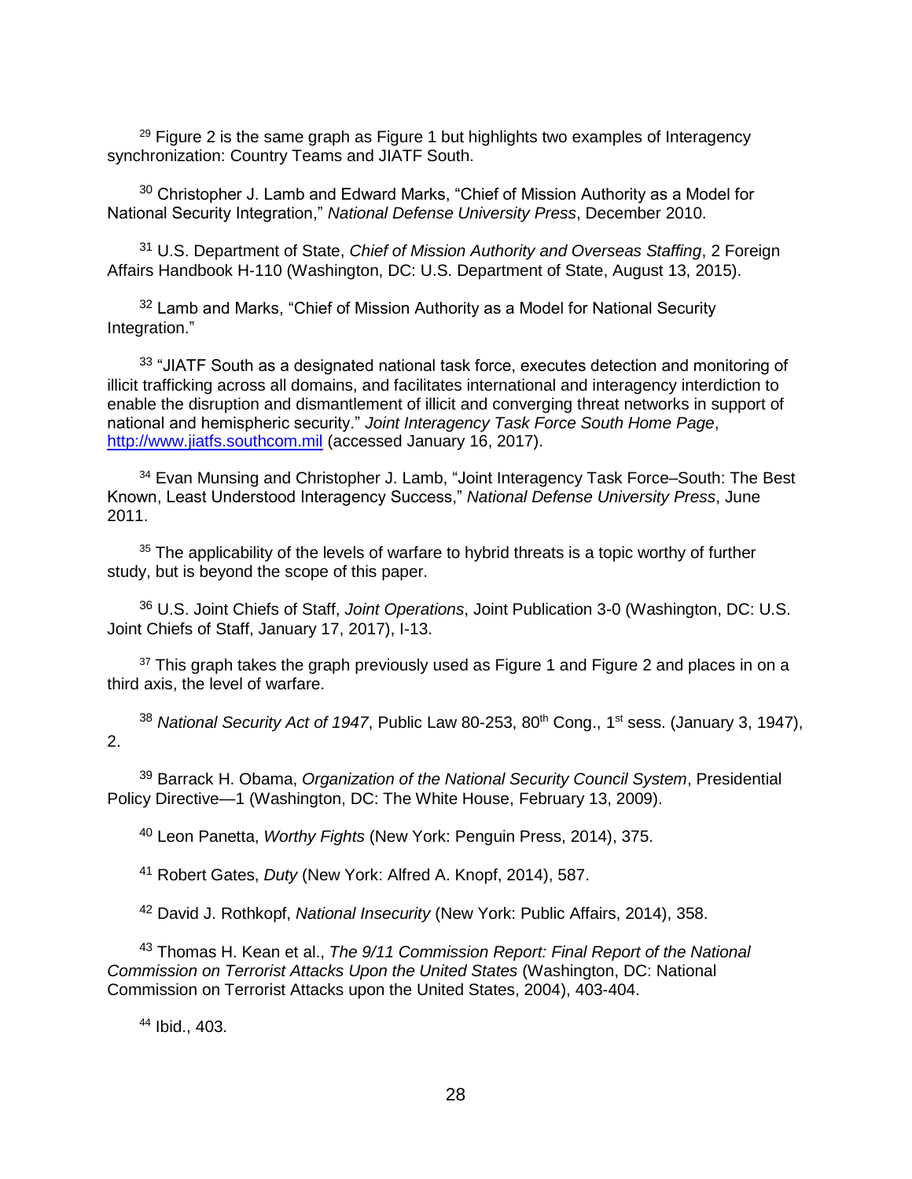[29] Figure 2 is the same graph as Figure 1 but highlights two examples of Interagency synchronization: Country Teams and JIATF South.

[30] Christopher J. Lamb and Edward Marks, "Chief of Mission Authority as a Model for National Security Integration," *National Defense University Press*, December 2010.

[31] U.S. Department of State, *Chief of Mission Authority and Overseas Staffing*, 2 Foreign Affairs Handbook H-110 (Washington, DC: U.S. Department of State, August 13, 2015).

[32] Lamb and Marks, "Chief of Mission Authority as a Model for National Security Integration."

[33] "JIATF South as a designated national task force, executes detection and monitoring of illicit trafficking across all domains, and facilitates international and interagency interdiction to enable the disruption and dismantlement of illicit and converging threat networks in support of national and hemispheric security." *Joint Interagency Task Force South Home Page*, http://www.jiatfs.southcom.mil (accessed January 16, 2017).

[34] Evan Munsing and Christopher J. Lamb, "Joint Interagency Task Force–South: The Best Known, Least Understood Interagency Success," *National Defense University Press*, June 2011.

[35] The applicability of the levels of warfare to hybrid threats is a topic worthy of further study, but is beyond the scope of this paper.

[36] U.S. Joint Chiefs of Staff, *Joint Operations*, Joint Publication 3-0 (Washington, DC: U.S. Joint Chiefs of Staff, January 17, 2017), I-13.

[37] This graph takes the graph previously used as Figure 1 and Figure 2 and places in on a third axis, the level of warfare.

[38] *National Security Act of 1947*, Public Law 80-253, 80th Cong., 1st sess. (January 3, 1947), 2.

[39] Barrack H. Obama, *Organization of the National Security Council System*, Presidential Policy Directive—1 (Washington, DC: The White House, February 13, 2009).

[40] Leon Panetta, *Worthy Fights* (New York: Penguin Press, 2014), 375.

[41] Robert Gates, *Duty* (New York: Alfred A. Knopf, 2014), 587.

[42] David J. Rothkopf, *National Insecurity* (New York: Public Affairs, 2014), 358.

[43] Thomas H. Kean et al., *The 9/11 Commission Report: Final Report of the National Commission on Terrorist Attacks Upon the United States* (Washington, DC: National Commission on Terrorist Attacks upon the United States, 2004), 403-404.

[44] Ibid., 403.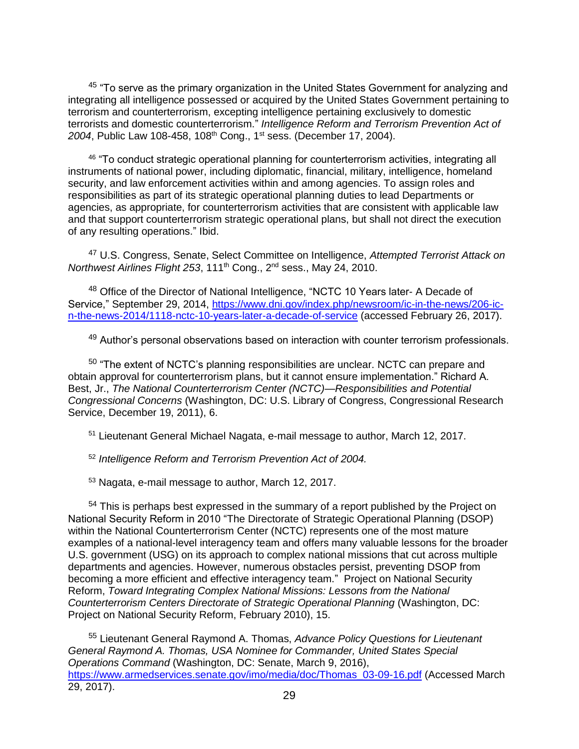[45] "To serve as the primary organization in the United States Government for analyzing and integrating all intelligence possessed or acquired by the United States Government pertaining to terrorism and counterterrorism, excepting intelligence pertaining exclusively to domestic terrorists and domestic counterterrorism." *Intelligence Reform and Terrorism Prevention Act of 2004*, Public Law 108-458, 108th Cong., 1st sess. (December 17, 2004).

[46] "To conduct strategic operational planning for counterterrorism activities, integrating all instruments of national power, including diplomatic, financial, military, intelligence, homeland security, and law enforcement activities within and among agencies. To assign roles and responsibilities as part of its strategic operational planning duties to lead Departments or agencies, as appropriate, for counterterrorism activities that are consistent with applicable law and that support counterterrorism strategic operational plans, but shall not direct the execution of any resulting operations." Ibid.

[47] U.S. Congress, Senate, Select Committee on Intelligence, *Attempted Terrorist Attack on Northwest Airlines Flight 253*, 111th Cong., 2nd sess., May 24, 2010.

[48] Office of the Director of National Intelligence, "NCTC 10 Years later- A Decade of Service," September 29, 2014, https://www.dni.gov/index.php/newsroom/ic-in-the-news/206-ic-n-the-news-2014/1118-nctc-10-years-later-a-decade-of-service (accessed February 26, 2017).

[49] Author's personal observations based on interaction with counter terrorism professionals.

[50] "The extent of NCTC's planning responsibilities are unclear. NCTC can prepare and obtain approval for counterterrorism plans, but it cannot ensure implementation." Richard A. Best, Jr., *The National Counterterrorism Center (NCTC)—Responsibilities and Potential Congressional Concerns* (Washington, DC: U.S. Library of Congress, Congressional Research Service, December 19, 2011), 6.

[51] Lieutenant General Michael Nagata, e-mail message to author, March 12, 2017.

[52] *Intelligence Reform and Terrorism Prevention Act of 2004.*

[53] Nagata, e-mail message to author, March 12, 2017.

[54] This is perhaps best expressed in the summary of a report published by the Project on National Security Reform in 2010 "The Directorate of Strategic Operational Planning (DSOP) within the National Counterterrorism Center (NCTC) represents one of the most mature examples of a national-level interagency team and offers many valuable lessons for the broader U.S. government (USG) on its approach to complex national missions that cut across multiple departments and agencies. However, numerous obstacles persist, preventing DSOP from becoming a more efficient and effective interagency team." Project on National Security Reform, *Toward Integrating Complex National Missions: Lessons from the National Counterterrorism Centers Directorate of Strategic Operational Planning* (Washington, DC: Project on National Security Reform, February 2010), 15.

[55] Lieutenant General Raymond A. Thomas, *Advance Policy Questions for Lieutenant General Raymond A. Thomas, USA Nominee for Commander, United States Special Operations Command* (Washington, DC: Senate, March 9, 2016), https://www.armedservices.senate.gov/imo/media/doc/Thomas_03-09-16.pdf (Accessed March 29, 2017).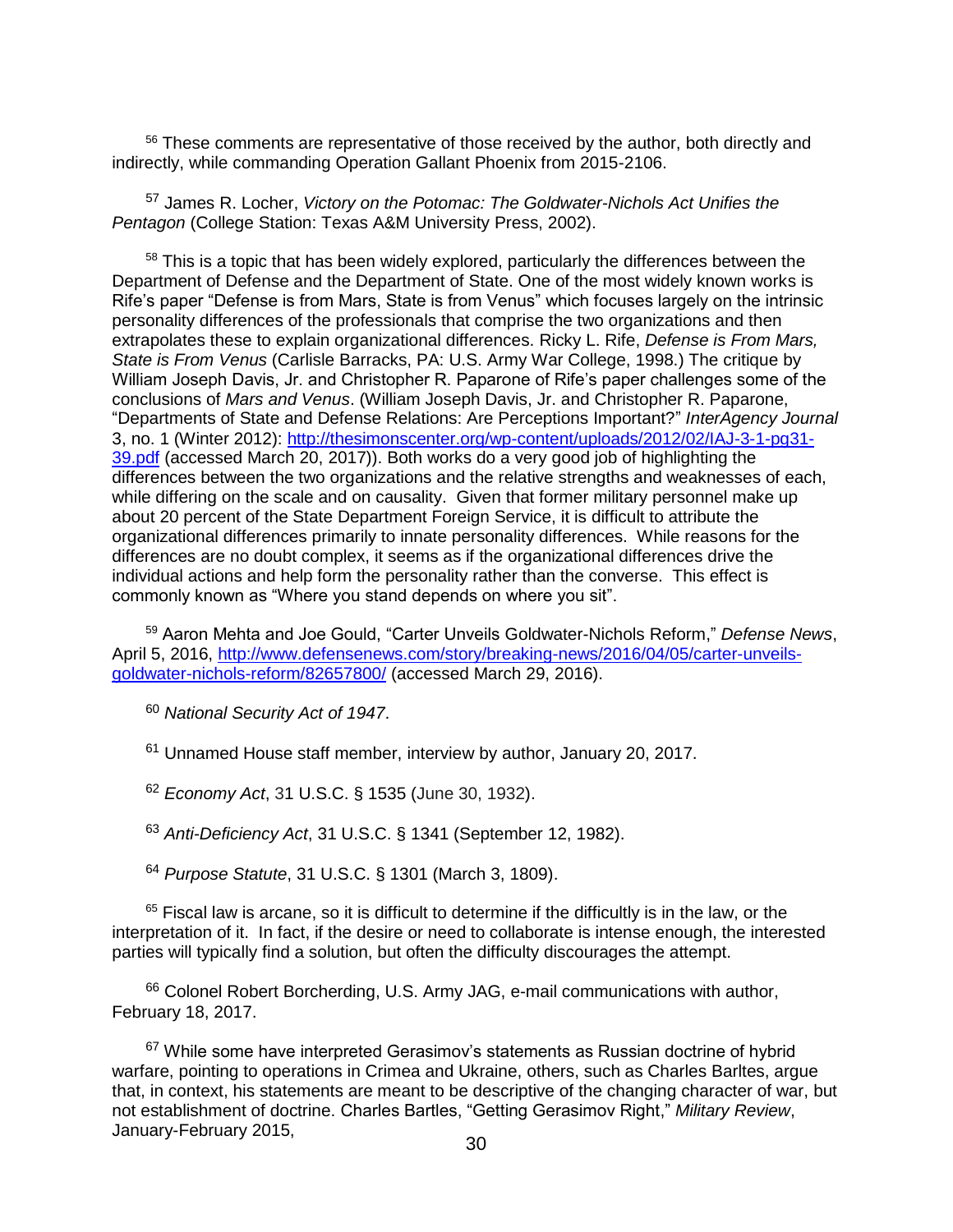[56] These comments are representative of those received by the author, both directly and indirectly, while commanding Operation Gallant Phoenix from 2015-2106.

[57] James R. Locher, *Victory on the Potomac: The Goldwater-Nichols Act Unifies the Pentagon* (College Station: Texas A&M University Press, 2002).

[58] This is a topic that has been widely explored, particularly the differences between the Department of Defense and the Department of State. One of the most widely known works is Rife's paper "Defense is from Mars, State is from Venus" which focuses largely on the intrinsic personality differences of the professionals that comprise the two organizations and then extrapolates these to explain organizational differences. Ricky L. Rife, *Defense is From Mars, State is From Venus* (Carlisle Barracks, PA: U.S. Army War College, 1998.) The critique by William Joseph Davis, Jr. and Christopher R. Paparone of Rife's paper challenges some of the conclusions of *Mars and Venus*. (William Joseph Davis, Jr. and Christopher R. Paparone, "Departments of State and Defense Relations: Are Perceptions Important?" *InterAgency Journal* 3, no. 1 (Winter 2012): http://thesimonscenter.org/wp-content/uploads/2012/02/IAJ-3-1-pg31-39.pdf (accessed March 20, 2017)). Both works do a very good job of highlighting the differences between the two organizations and the relative strengths and weaknesses of each, while differing on the scale and on causality. Given that former military personnel make up about 20 percent of the State Department Foreign Service, it is difficult to attribute the organizational differences primarily to innate personality differences. While reasons for the differences are no doubt complex, it seems as if the organizational differences drive the individual actions and help form the personality rather than the converse. This effect is commonly known as "Where you stand depends on where you sit".

[59] Aaron Mehta and Joe Gould, "Carter Unveils Goldwater-Nichols Reform," *Defense News*, April 5, 2016, http://www.defensenews.com/story/breaking-news/2016/04/05/carter-unveils-goldwater-nichols-reform/82657800/ (accessed March 29, 2016).

[60] *National Security Act of 1947*.

[61] Unnamed House staff member, interview by author, January 20, 2017.

[62] *Economy Act*, 31 U.S.C. § 1535 (June 30, 1932).

[63] *Anti-Deficiency Act*, 31 U.S.C. § 1341 (September 12, 1982).

[64] *Purpose Statute*, 31 U.S.C. § 1301 (March 3, 1809).

[65] Fiscal law is arcane, so it is difficult to determine if the difficultly is in the law, or the interpretation of it. In fact, if the desire or need to collaborate is intense enough, the interested parties will typically find a solution, but often the difficulty discourages the attempt.

[66] Colonel Robert Borcherding, U.S. Army JAG, e-mail communications with author, February 18, 2017.

[67] While some have interpreted Gerasimov's statements as Russian doctrine of hybrid warfare, pointing to operations in Crimea and Ukraine, others, such as Charles Barltes, argue that, in context, his statements are meant to be descriptive of the changing character of war, but not establishment of doctrine. Charles Bartles, "Getting Gerasimov Right," *Military Review*, January-February 2015,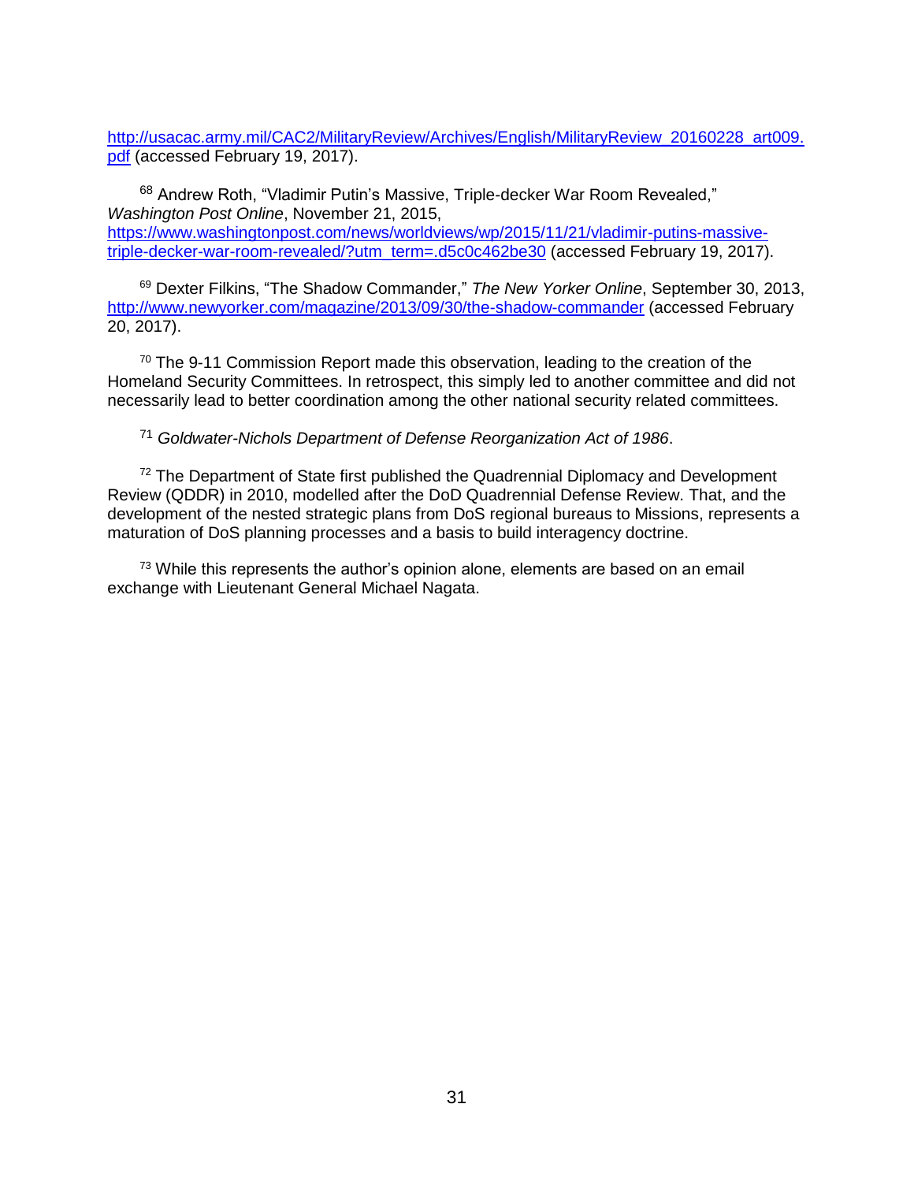http://usacac.army.mil/CAC2/MilitaryReview/Archives/English/MilitaryReview_20160228_art009.pdf (accessed February 19, 2017).

[68] Andrew Roth, "Vladimir Putin's Massive, Triple-decker War Room Revealed," *Washington Post Online*, November 21, 2015, https://www.washingtonpost.com/news/worldviews/wp/2015/11/21/vladimir-putins-massive-triple-decker-war-room-revealed/?utm_term=.d5c0c462be30 (accessed February 19, 2017).

[69] Dexter Filkins, "The Shadow Commander," *The New Yorker Online*, September 30, 2013, http://www.newyorker.com/magazine/2013/09/30/the-shadow-commander (accessed February 20, 2017).

[70] The 9-11 Commission Report made this observation, leading to the creation of the Homeland Security Committees. In retrospect, this simply led to another committee and did not necessarily lead to better coordination among the other national security related committees.

[71] *Goldwater-Nichols Department of Defense Reorganization Act of 1986*.

[72] The Department of State first published the Quadrennial Diplomacy and Development Review (QDDR) in 2010, modelled after the DoD Quadrennial Defense Review. That, and the development of the nested strategic plans from DoS regional bureaus to Missions, represents a maturation of DoS planning processes and a basis to build interagency doctrine.

[73] While this represents the author's opinion alone, elements are based on an email exchange with Lieutenant General Michael Nagata.